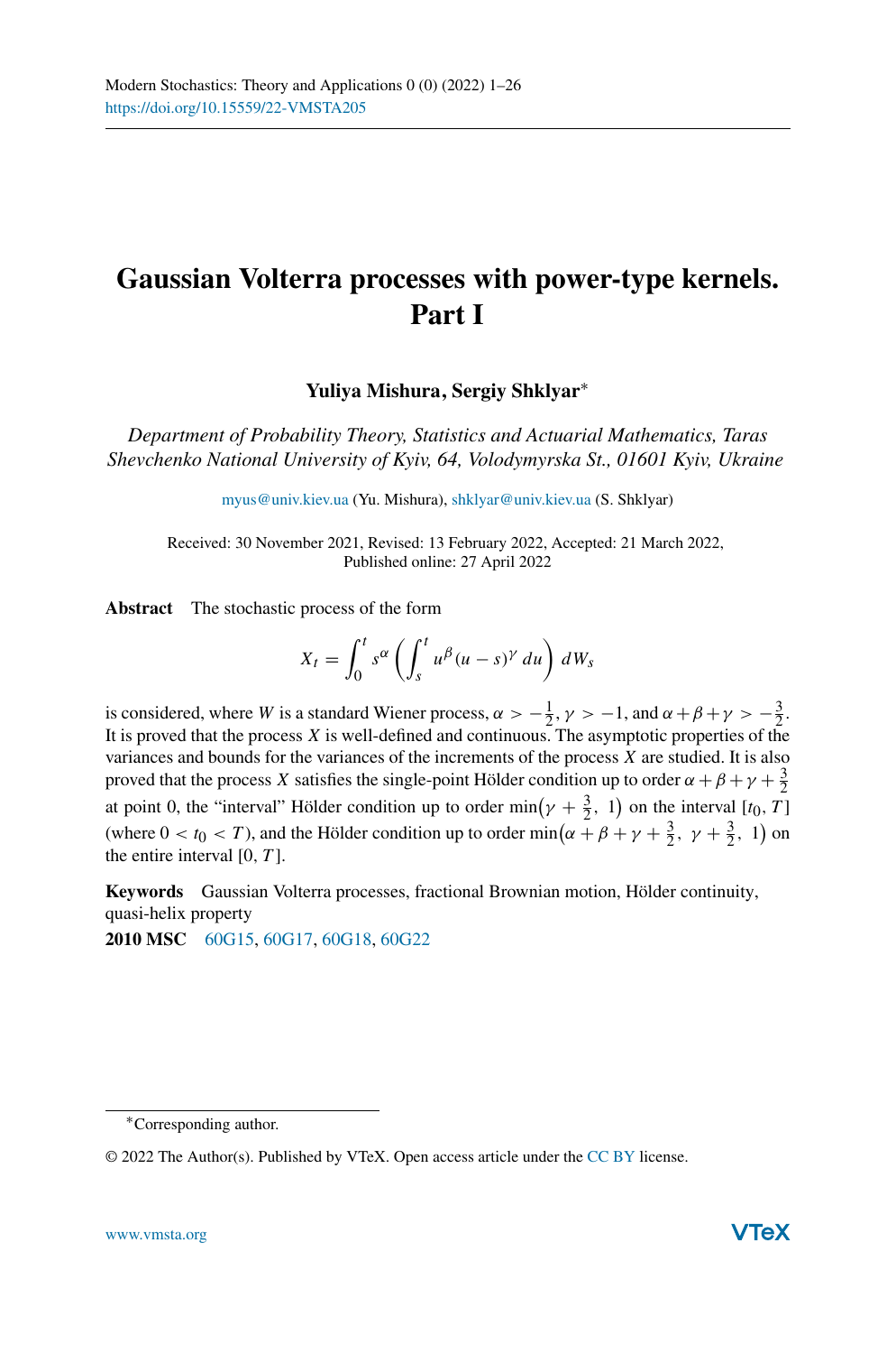Modern Stochastics: Theory and Applications 0 (0) (2022) 1–26
https://doi.org/10.15559/22-VMSTA205

# Gaussian Volterra processes with power-type kernels. Part I

**Yuliya Mishura, Sergiy Shklyar***

*Department of Probability Theory, Statistics and Actuarial Mathematics, Taras Shevchenko National University of Kyiv, 64, Volodymyrska St., 01601 Kyiv, Ukraine*

myus@univ.kiev.ua (Yu. Mishura), shklyar@univ.kiev.ua (S. Shklyar)

Received: 30 November 2021, Revised: 13 February 2022, Accepted: 21 March 2022, Published online: 27 April 2022

**Abstract** The stochastic process of the form

$$X_t = \int_0^t s^\alpha \left( \int_s^t u^\beta (u-s)^\gamma \, du \right) dW_s$$

is considered, where $W$ is a standard Wiener process, $\alpha > -\frac{1}{2}$, $\gamma > -1$, and $\alpha+\beta+\gamma > -\frac{3}{2}$. It is proved that the process $X$ is well-defined and continuous. The asymptotic properties of the variances and bounds for the variances of the increments of the process $X$ are studied. It is also proved that the process $X$ satisfies the single-point Hölder condition up to order $\alpha+\beta+\gamma+\frac{3}{2}$ at point 0, the "interval" Hölder condition up to order $\min\left(\gamma+\frac{3}{2},\ 1\right)$ on the interval $[t_0, T]$ (where $0 < t_0 < T$), and the Hölder condition up to order $\min\left(\alpha+\beta+\gamma+\frac{3}{2},\ \gamma+\frac{3}{2},\ 1\right)$ on the entire interval $[0, T]$.

**Keywords** Gaussian Volterra processes, fractional Brownian motion, Hölder continuity, quasi-helix property

**2010 MSC** 60G15, 60G17, 60G18, 60G22

*Corresponding author.

© 2022 The Author(s). Published by VTeX. Open access article under the CC BY license.

www.vmsta.org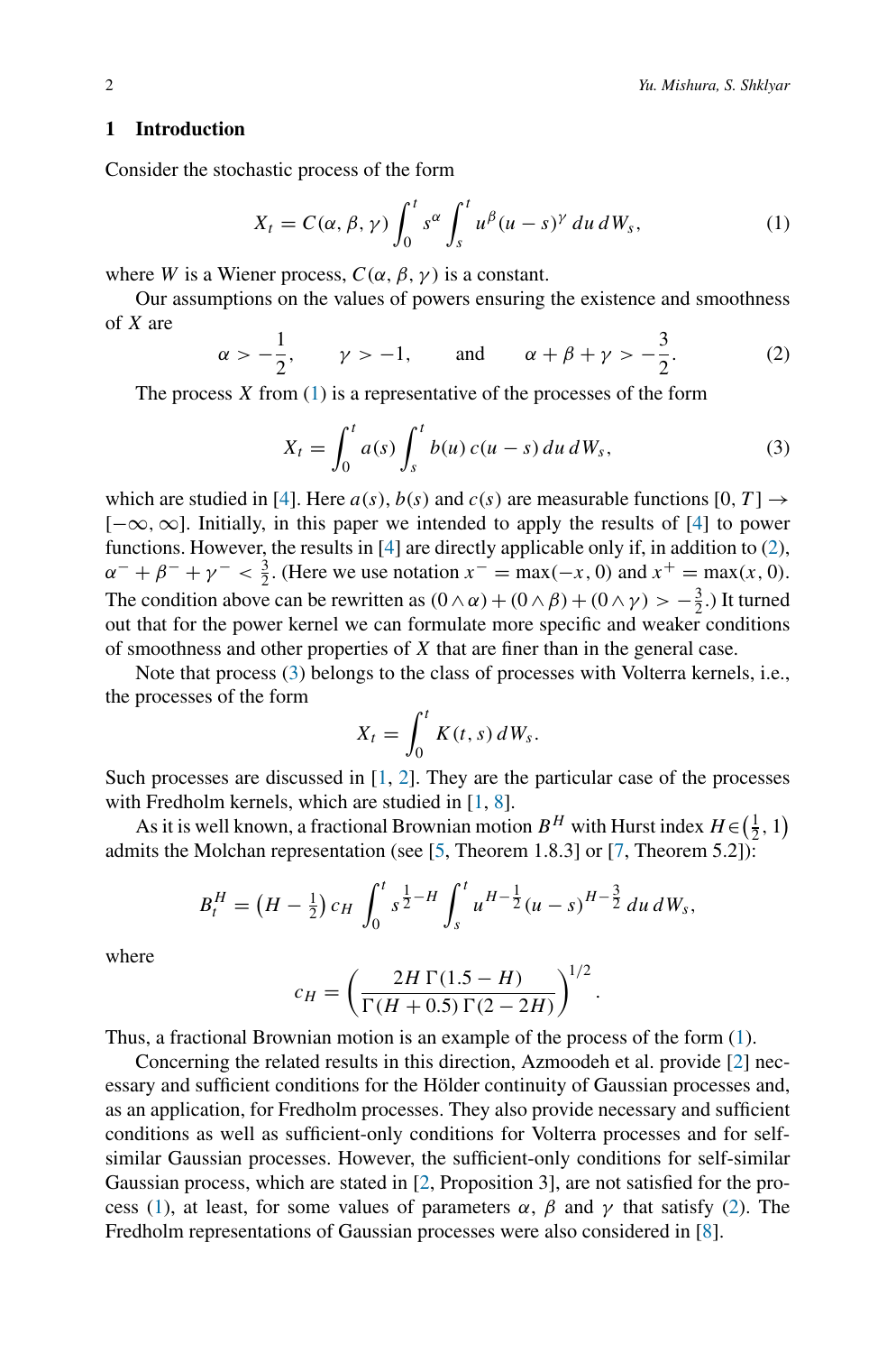## 1 Introduction

Consider the stochastic process of the form

$$X_t = C(\alpha, \beta, \gamma) \int_0^t s^\alpha \int_s^t u^\beta (u-s)^\gamma \, du \, dW_s, \tag{1}$$

where $W$ is a Wiener process, $C(\alpha, \beta, \gamma)$ is a constant.

Our assumptions on the values of powers ensuring the existence and smoothness of $X$ are

$$\alpha > -\frac{1}{2}, \qquad \gamma > -1, \qquad \text{and} \qquad \alpha + \beta + \gamma > -\frac{3}{2}. \tag{2}$$

The process $X$ from (1) is a representative of the processes of the form

$$X_t = \int_0^t a(s) \int_s^t b(u) \, c(u-s) \, du \, dW_s, \tag{3}$$

which are studied in [4]. Here $a(s)$, $b(s)$ and $c(s)$ are measurable functions $[0, T] \to [-\infty, \infty]$. Initially, in this paper we intended to apply the results of [4] to power functions. However, the results in [4] are directly applicable only if, in addition to (2), $\alpha^- + \beta^- + \gamma^- < \frac{3}{2}$. (Here we use notation $x^- = \max(-x, 0)$ and $x^+ = \max(x, 0)$. The condition above can be rewritten as $(0 \wedge \alpha) + (0 \wedge \beta) + (0 \wedge \gamma) > -\frac{3}{2}$.) It turned out that for the power kernel we can formulate more specific and weaker conditions of smoothness and other properties of $X$ that are finer than in the general case.

Note that process (3) belongs to the class of processes with Volterra kernels, i.e., the processes of the form

$$X_t = \int_0^t K(t, s) \, dW_s.$$

Such processes are discussed in [1, 2]. They are the particular case of the processes with Fredholm kernels, which are studied in [1, 8].

As it is well known, a fractional Brownian motion $B^H$ with Hurst index $H \in \left(\frac{1}{2}, 1\right)$ admits the Molchan representation (see [5, Theorem 1.8.3] or [7, Theorem 5.2]):

$$B_t^H = \left(H - \tfrac{1}{2}\right) c_H \int_0^t s^{\frac{1}{2} - H} \int_s^t u^{H - \frac{1}{2}} (u-s)^{H - \frac{3}{2}} \, du \, dW_s,$$

where

$$c_H = \left( \frac{2H \, \Gamma(1.5 - H)}{\Gamma(H + 0.5) \, \Gamma(2 - 2H)} \right)^{1/2}.$$

Thus, a fractional Brownian motion is an example of the process of the form (1).

Concerning the related results in this direction, Azmoodeh et al. provide [2] necessary and sufficient conditions for the Hölder continuity of Gaussian processes and, as an application, for Fredholm processes. They also provide necessary and sufficient conditions as well as sufficient-only conditions for Volterra processes and for self-similar Gaussian processes. However, the sufficient-only conditions for self-similar Gaussian process, which are stated in [2, Proposition 3], are not satisfied for the process (1), at least, for some values of parameters $\alpha$, $\beta$ and $\gamma$ that satisfy (2). The Fredholm representations of Gaussian processes were also considered in [8].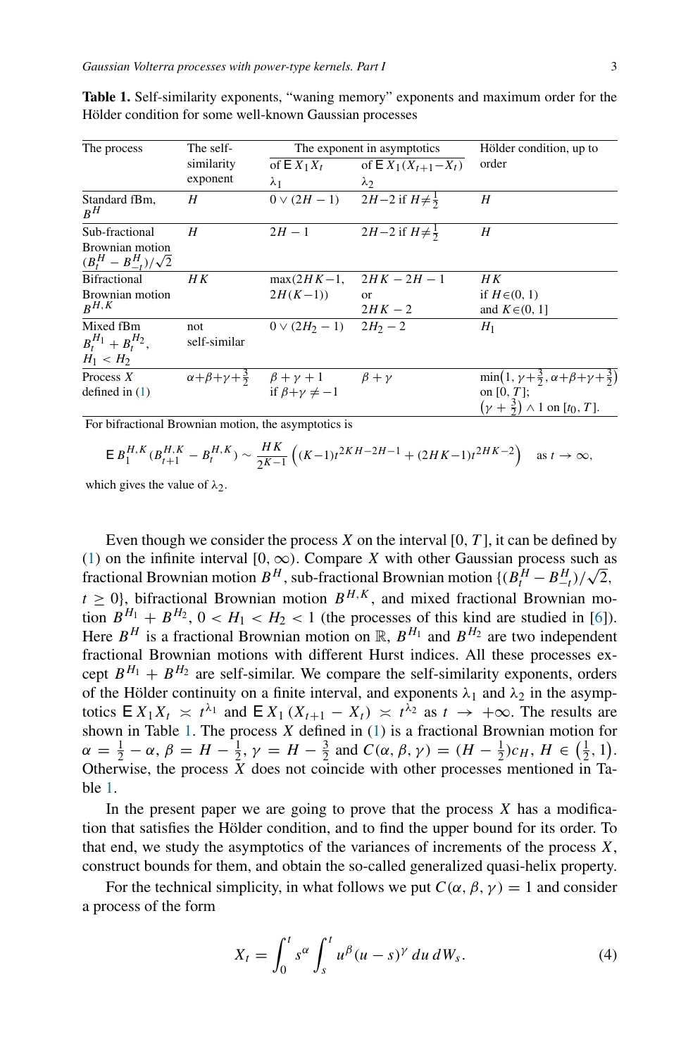**Table 1.** Self-similarity exponents, "waning memory" exponents and maximum order for the Hölder condition for some well-known Gaussian processes

| The process | The self-similarity exponent | The exponent in asymptotics | | Hölder condition, up to order |
|---|---|---|---|---|
| | | of $\mathsf{E}\, X_1 X_t$ $\lambda_1$ | of $\mathsf{E}\, X_1(X_{t+1}-X_t)$ $\lambda_2$ | |
| Standard fBm, $B^H$ | $H$ | $0 \vee (2H-1)$ | $2H-2$ if $H\neq\frac{1}{2}$ | $H$ |
| Sub-fractional Brownian motion $(B^H_t - B^H_{-t})/\sqrt{2}$ | $H$ | $2H-1$ | $2H-2$ if $H\neq\frac{1}{2}$ | $H$ |
| Bifractional Brownian motion $B^{H,K}$ | $HK$ | $\max(2HK-1,$ $2H(K-1))$ | $2HK-2H-1$ or $2HK-2$ | $HK$ if $H\in(0,1)$ and $K\in(0,1]$ |
| Mixed fBm $B^{H_1}_t + B^{H_2}_t$, $H_1 < H_2$ | not self-similar | $0 \vee (2H_2-1)$ | $2H_2-2$ | $H_1$ |
| Process $X$ defined in (1) | $\alpha+\beta+\gamma+\frac{3}{2}$ | $\beta+\gamma+1$ if $\beta+\gamma\neq-1$ | $\beta+\gamma$ | $\min\bigl(1, \gamma+\frac{3}{2}, \alpha+\beta+\gamma+\frac{3}{2}\bigr)$ on $[0,T]$; $\bigl(\gamma+\frac{3}{2}\bigr)\wedge 1$ on $[t_0,T]$. |

For bifractional Brownian motion, the asymptotics is

$$\mathsf{E}\, B^{H,K}_1 (B^{H,K}_{t+1} - B^{H,K}_t) \sim \frac{HK}{2^{K-1}}\Bigl((K-1)t^{2KH-2H-1} + (2HK-1)t^{2HK-2}\Bigr) \quad \text{as } t\to\infty,$$

which gives the value of $\lambda_2$.

Even though we consider the process $X$ on the interval $[0,T]$, it can be defined by (1) on the infinite interval $[0,\infty)$. Compare $X$ with other Gaussian process such as fractional Brownian motion $B^H$, sub-fractional Brownian motion $\{(B^H_t - B^H_{-t})/\sqrt{2}, t\geq 0\}$, bifractional Brownian motion $B^{H,K}$, and mixed fractional Brownian motion $B^{H_1} + B^{H_2}$, $0 < H_1 < H_2 < 1$ (the processes of this kind are studied in [6]). Here $B^H$ is a fractional Brownian motion on $\mathbb{R}$, $B^{H_1}$ and $B^{H_2}$ are two independent fractional Brownian motions with different Hurst indices. All these processes except $B^{H_1} + B^{H_2}$ are self-similar. We compare the self-similarity exponents, orders of the Hölder continuity on a finite interval, and exponents $\lambda_1$ and $\lambda_2$ in the asymptotics $\mathsf{E}\, X_1 X_t \asymp t^{\lambda_1}$ and $\mathsf{E}\, X_1\,(X_{t+1} - X_t) \asymp t^{\lambda_2}$ as $t\to+\infty$. The results are shown in Table 1. The process $X$ defined in (1) is a fractional Brownian motion for $\alpha = \frac{1}{2}-\alpha$, $\beta = H-\frac{1}{2}$, $\gamma = H-\frac{3}{2}$ and $C(\alpha,\beta,\gamma) = (H-\frac{1}{2})c_H$, $H\in\bigl(\frac{1}{2},1\bigr)$. Otherwise, the process $X$ does not coincide with other processes mentioned in Table 1.

In the present paper we are going to prove that the process $X$ has a modification that satisfies the Hölder condition, and to find the upper bound for its order. To that end, we study the asymptotics of the variances of increments of the process $X$, construct bounds for them, and obtain the so-called generalized quasi-helix property.

For the technical simplicity, in what follows we put $C(\alpha,\beta,\gamma) = 1$ and consider a process of the form

$$X_t = \int_0^t s^\alpha \int_s^t u^\beta (u-s)^\gamma \, du \, dW_s. \tag{4}$$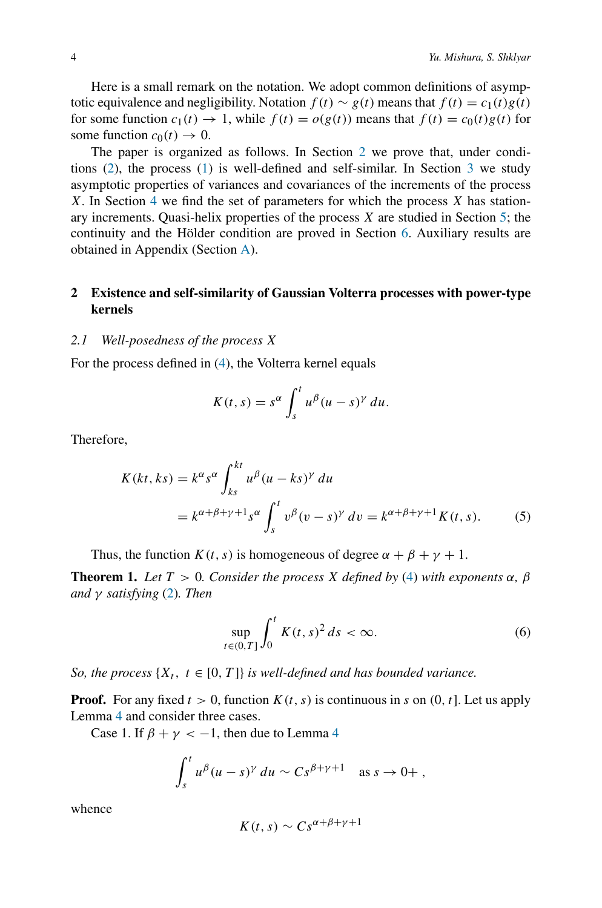Here is a small remark on the notation. We adopt common definitions of asymptotic equivalence and negligibility. Notation $f(t) \sim g(t)$ means that $f(t) = c_1(t)g(t)$ for some function $c_1(t) \to 1$, while $f(t) = o(g(t))$ means that $f(t) = c_0(t)g(t)$ for some function $c_0(t) \to 0$.

The paper is organized as follows. In Section 2 we prove that, under conditions (2), the process (1) is well-defined and self-similar. In Section 3 we study asymptotic properties of variances and covariances of the increments of the process $X$. In Section 4 we find the set of parameters for which the process $X$ has stationary increments. Quasi-helix properties of the process $X$ are studied in Section 5; the continuity and the Hölder condition are proved in Section 6. Auxiliary results are obtained in Appendix (Section A).

## 2 Existence and self-similarity of Gaussian Volterra processes with power-type kernels

### 2.1 Well-posedness of the process X

For the process defined in (4), the Volterra kernel equals

$$K(t,s) = s^{\alpha} \int_s^t u^{\beta}(u-s)^{\gamma}\,du.$$

Therefore,

$$\begin{aligned} K(kt,ks) &= k^{\alpha} s^{\alpha} \int_{ks}^{kt} u^{\beta}(u-ks)^{\gamma}\,du \\ &= k^{\alpha+\beta+\gamma+1} s^{\alpha} \int_s^t v^{\beta}(v-s)^{\gamma}\,dv = k^{\alpha+\beta+\gamma+1} K(t,s). \end{aligned} \tag{5}$$

Thus, the function $K(t,s)$ is homogeneous of degree $\alpha+\beta+\gamma+1$.

**Theorem 1.** *Let $T > 0$. Consider the process $X$ defined by (4) with exponents $\alpha$, $\beta$ and $\gamma$ satisfying (2). Then*

$$\sup_{t \in (0,T]} \int_0^t K(t,s)^2\,ds < \infty. \tag{6}$$

*So, the process $\{X_t,\ t \in [0,T]\}$ is well-defined and has bounded variance.*

**Proof.** For any fixed $t > 0$, function $K(t,s)$ is continuous in $s$ on $(0,t]$. Let us apply Lemma 4 and consider three cases.

Case 1. If $\beta + \gamma < -1$, then due to Lemma 4

$$\int_s^t u^{\beta}(u-s)^{\gamma}\,du \sim C s^{\beta+\gamma+1} \quad \text{as } s \to 0+\,,$$

whence

$$K(t,s) \sim C s^{\alpha+\beta+\gamma+1}$$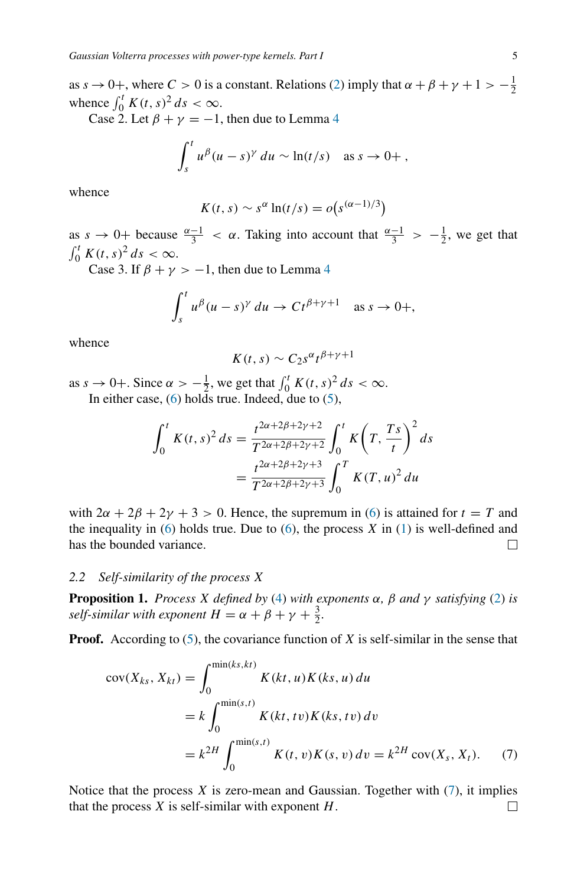as $s \to 0+$, where $C > 0$ is a constant. Relations (2) imply that $\alpha + \beta + \gamma + 1 > -\frac{1}{2}$ whence $\int_0^t K(t,s)^2\, ds < \infty$.

Case 2. Let $\beta + \gamma = -1$, then due to Lemma 4

$$\int_s^t u^\beta (u-s)^\gamma\, du \sim \ln(t/s) \quad \text{as } s \to 0+\,,$$

whence

$$K(t,s) \sim s^\alpha \ln(t/s) = o\big(s^{(\alpha-1)/3}\big)$$

as $s \to 0+$ because $\frac{\alpha-1}{3} < \alpha$. Taking into account that $\frac{\alpha-1}{3} > -\frac{1}{2}$, we get that $\int_0^t K(t,s)^2\, ds < \infty$.

Case 3. If $\beta + \gamma > -1$, then due to Lemma 4

$$\int_s^t u^\beta (u-s)^\gamma\, du \to C t^{\beta+\gamma+1} \quad \text{as } s \to 0+,$$

whence

$$K(t,s) \sim C_2 s^\alpha t^{\beta+\gamma+1}$$

as $s \to 0+$. Since $\alpha > -\frac{1}{2}$, we get that $\int_0^t K(t,s)^2\, ds < \infty$.

In either case, (6) holds true. Indeed, due to (5),

$$\begin{aligned}
\int_0^t K(t,s)^2\, ds &= \frac{t^{2\alpha+2\beta+2\gamma+2}}{T^{2\alpha+2\beta+2\gamma+2}} \int_0^t K\left(T, \frac{Ts}{t}\right)^2 ds \\
&= \frac{t^{2\alpha+2\beta+2\gamma+3}}{T^{2\alpha+2\beta+2\gamma+3}} \int_0^T K(T,u)^2\, du
\end{aligned}$$

with $2\alpha + 2\beta + 2\gamma + 3 > 0$. Hence, the supremum in (6) is attained for $t = T$ and the inequality in (6) holds true. Due to (6), the process $X$ in (1) is well-defined and has the bounded variance. □

### 2.2 *Self-similarity of the process $X$*

**Proposition 1.** *Process $X$ defined by (4) with exponents $\alpha$, $\beta$ and $\gamma$ satisfying (2) is self-similar with exponent $H = \alpha + \beta + \gamma + \frac{3}{2}$.*

**Proof.** According to (5), the covariance function of $X$ is self-similar in the sense that

$$\begin{aligned}
\operatorname{cov}(X_{ks}, X_{kt}) &= \int_0^{\min(ks,kt)} K(kt,u) K(ks,u)\, du \\
&= k \int_0^{\min(s,t)} K(kt,tv) K(ks,tv)\, dv \\
&= k^{2H} \int_0^{\min(s,t)} K(t,v) K(s,v)\, dv = k^{2H} \operatorname{cov}(X_s, X_t). \qquad (7)
\end{aligned}$$

Notice that the process $X$ is zero-mean and Gaussian. Together with (7), it implies that the process $X$ is self-similar with exponent $H$. □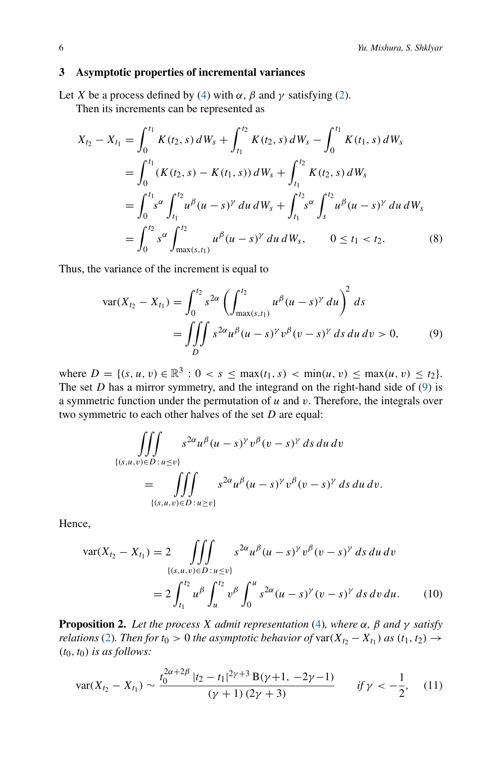## 3 Asymptotic properties of incremental variances

Let $X$ be a process defined by (4) with $\alpha$, $\beta$ and $\gamma$ satisfying (2).

Then its increments can be represented as

$$
\begin{aligned}
X_{t_2} - X_{t_1} &= \int_0^{t_1} K(t_2, s)\, dW_s + \int_{t_1}^{t_2} K(t_2, s)\, dW_s - \int_0^{t_1} K(t_1, s)\, dW_s \\
&= \int_0^{t_1} (K(t_2, s) - K(t_1, s))\, dW_s + \int_{t_1}^{t_2} K(t_2, s)\, dW_s \\
&= \int_0^{t_1} s^\alpha \int_{t_1}^{t_2} u^\beta (u-s)^\gamma\, du\, dW_s + \int_{t_1}^{t_2} s^\alpha \int_s^{t_2} u^\beta (u-s)^\gamma\, du\, dW_s \\
&= \int_0^{t_2} s^\alpha \int_{\max(s, t_1)}^{t_2} u^\beta (u-s)^\gamma\, du\, dW_s, \qquad 0 \le t_1 < t_2.
\end{aligned} \tag{8}
$$

Thus, the variance of the increment is equal to

$$
\begin{aligned}
\operatorname{var}(X_{t_2} - X_{t_1}) &= \int_0^{t_2} s^{2\alpha} \left( \int_{\max(s, t_1)}^{t_2} u^\beta (u-s)^\gamma\, du \right)^2 ds \\
&= \iiint\limits_D s^{2\alpha} u^\beta (u-s)^\gamma v^\beta (v-s)^\gamma\, ds\, du\, dv > 0,
\end{aligned} \tag{9}
$$

where $D = \{(s, u, v) \in \mathbb{R}^3 : 0 < s \le \max(t_1, s) < \min(u, v) \le \max(u, v) \le t_2\}$. The set $D$ has a mirror symmetry, and the integrand on the right-hand side of (9) is a symmetric function under the permutation of $u$ and $v$. Therefore, the integrals over two symmetric to each other halves of the set $D$ are equal:

$$
\begin{aligned}
&\iiint\limits_{\{(s,u,v)\in D\,:\,u\le v\}} s^{2\alpha} u^\beta (u-s)^\gamma v^\beta (v-s)^\gamma\, ds\, du\, dv \\
&\qquad = \iiint\limits_{\{(s,u,v)\in D\,:\,u\ge v\}} s^{2\alpha} u^\beta (u-s)^\gamma v^\beta (v-s)^\gamma\, ds\, du\, dv.
\end{aligned}
$$

Hence,

$$
\begin{aligned}
\operatorname{var}(X_{t_2} - X_{t_1}) &= 2 \iiint\limits_{\{(s,u,v)\in D\,:\,u\le v\}} s^{2\alpha} u^\beta (u-s)^\gamma v^\beta (v-s)^\gamma\, ds\, du\, dv \\
&= 2 \int_{t_1}^{t_2} u^\beta \int_u^{t_2} v^\beta \int_0^u s^{2\alpha} (u-s)^\gamma (v-s)^\gamma\, ds\, dv\, du.
\end{aligned} \tag{10}
$$

**Proposition 2.** *Let the process $X$ admit representation* (4)*, where $\alpha$, $\beta$ and $\gamma$ satisfy relations* (2)*. Then for $t_0 > 0$ the asymptotic behavior of $\operatorname{var}(X_{t_2} - X_{t_1})$ as $(t_1, t_2) \to (t_0, t_0)$ is as follows:*

$$
\operatorname{var}(X_{t_2} - X_{t_1}) \sim \frac{t_0^{2\alpha+2\beta}\, |t_2 - t_1|^{2\gamma+3}\, \mathrm{B}(\gamma+1,\, -2\gamma-1)}{(\gamma+1)\,(2\gamma+3)} \qquad \text{if } \gamma < -\frac{1}{2}, \tag{11}
$$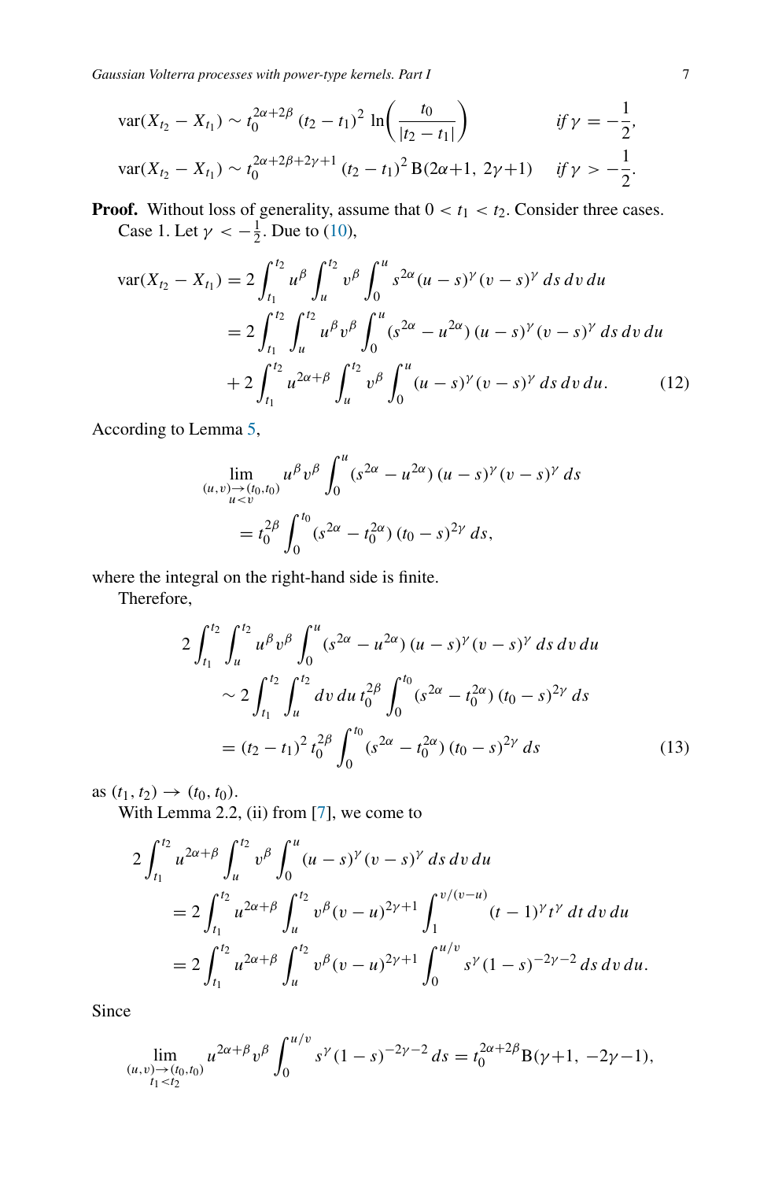$$\operatorname{var}(X_{t_2} - X_{t_1}) \sim t_0^{2\alpha+2\beta} (t_2 - t_1)^2 \ln\!\left(\frac{t_0}{|t_2 - t_1|}\right) \qquad \text{if } \gamma = -\frac{1}{2},$$

$$\operatorname{var}(X_{t_2} - X_{t_1}) \sim t_0^{2\alpha+2\beta+2\gamma+1} (t_2 - t_1)^2 \,\mathrm{B}(2\alpha+1,\ 2\gamma+1) \qquad \text{if } \gamma > -\frac{1}{2}.$$

**Proof.** Without loss of generality, assume that $0 < t_1 < t_2$. Consider three cases.

Case 1. Let $\gamma < -\frac{1}{2}$. Due to (10),

$$\begin{aligned}
\operatorname{var}(X_{t_2} - X_{t_1}) &= 2\int_{t_1}^{t_2} u^{\beta} \int_u^{t_2} v^{\beta} \int_0^u s^{2\alpha} (u-s)^{\gamma} (v-s)^{\gamma}\, ds\, dv\, du \\
&= 2\int_{t_1}^{t_2} \int_u^{t_2} u^{\beta} v^{\beta} \int_0^u (s^{2\alpha} - u^{2\alpha})\, (u-s)^{\gamma} (v-s)^{\gamma}\, ds\, dv\, du \\
&\quad + 2\int_{t_1}^{t_2} u^{2\alpha+\beta} \int_u^{t_2} v^{\beta} \int_0^u (u-s)^{\gamma} (v-s)^{\gamma}\, ds\, dv\, du. \qquad (12)
\end{aligned}$$

According to Lemma 5,

$$\begin{aligned}
&\lim_{\substack{(u,v)\to(t_0,t_0)\\ u<v}} u^{\beta} v^{\beta} \int_0^u (s^{2\alpha} - u^{2\alpha})\, (u-s)^{\gamma} (v-s)^{\gamma}\, ds \\
&\qquad = t_0^{2\beta} \int_0^{t_0} (s^{2\alpha} - t_0^{2\alpha})\, (t_0 - s)^{2\gamma}\, ds,
\end{aligned}$$

where the integral on the right-hand side is finite.

Therefore,

$$\begin{aligned}
&2\int_{t_1}^{t_2} \int_u^{t_2} u^{\beta} v^{\beta} \int_0^u (s^{2\alpha} - u^{2\alpha})\, (u-s)^{\gamma} (v-s)^{\gamma}\, ds\, dv\, du \\
&\qquad \sim 2\int_{t_1}^{t_2} \int_u^{t_2} dv\, du\, t_0^{2\beta} \int_0^{t_0} (s^{2\alpha} - t_0^{2\alpha})\, (t_0 - s)^{2\gamma}\, ds \\
&\qquad = (t_2 - t_1)^2\, t_0^{2\beta} \int_0^{t_0} (s^{2\alpha} - t_0^{2\alpha})\, (t_0 - s)^{2\gamma}\, ds \qquad (13)
\end{aligned}$$

as $(t_1, t_2) \to (t_0, t_0)$.

With Lemma 2.2, (ii) from [7], we come to

$$\begin{aligned}
&2\int_{t_1}^{t_2} u^{2\alpha+\beta} \int_u^{t_2} v^{\beta} \int_0^u (u-s)^{\gamma} (v-s)^{\gamma}\, ds\, dv\, du \\
&\quad = 2\int_{t_1}^{t_2} u^{2\alpha+\beta} \int_u^{t_2} v^{\beta} (v-u)^{2\gamma+1} \int_1^{v/(v-u)} (t-1)^{\gamma} t^{\gamma}\, dt\, dv\, du \\
&\quad = 2\int_{t_1}^{t_2} u^{2\alpha+\beta} \int_u^{t_2} v^{\beta} (v-u)^{2\gamma+1} \int_0^{u/v} s^{\gamma} (1-s)^{-2\gamma-2}\, ds\, dv\, du.
\end{aligned}$$

Since

$$\lim_{\substack{(u,v)\to(t_0,t_0)\\ t_1<t_2}} u^{2\alpha+\beta} v^{\beta} \int_0^{u/v} s^{\gamma} (1-s)^{-2\gamma-2}\, ds = t_0^{2\alpha+2\beta} \mathrm{B}(\gamma+1,\ -2\gamma-1),$$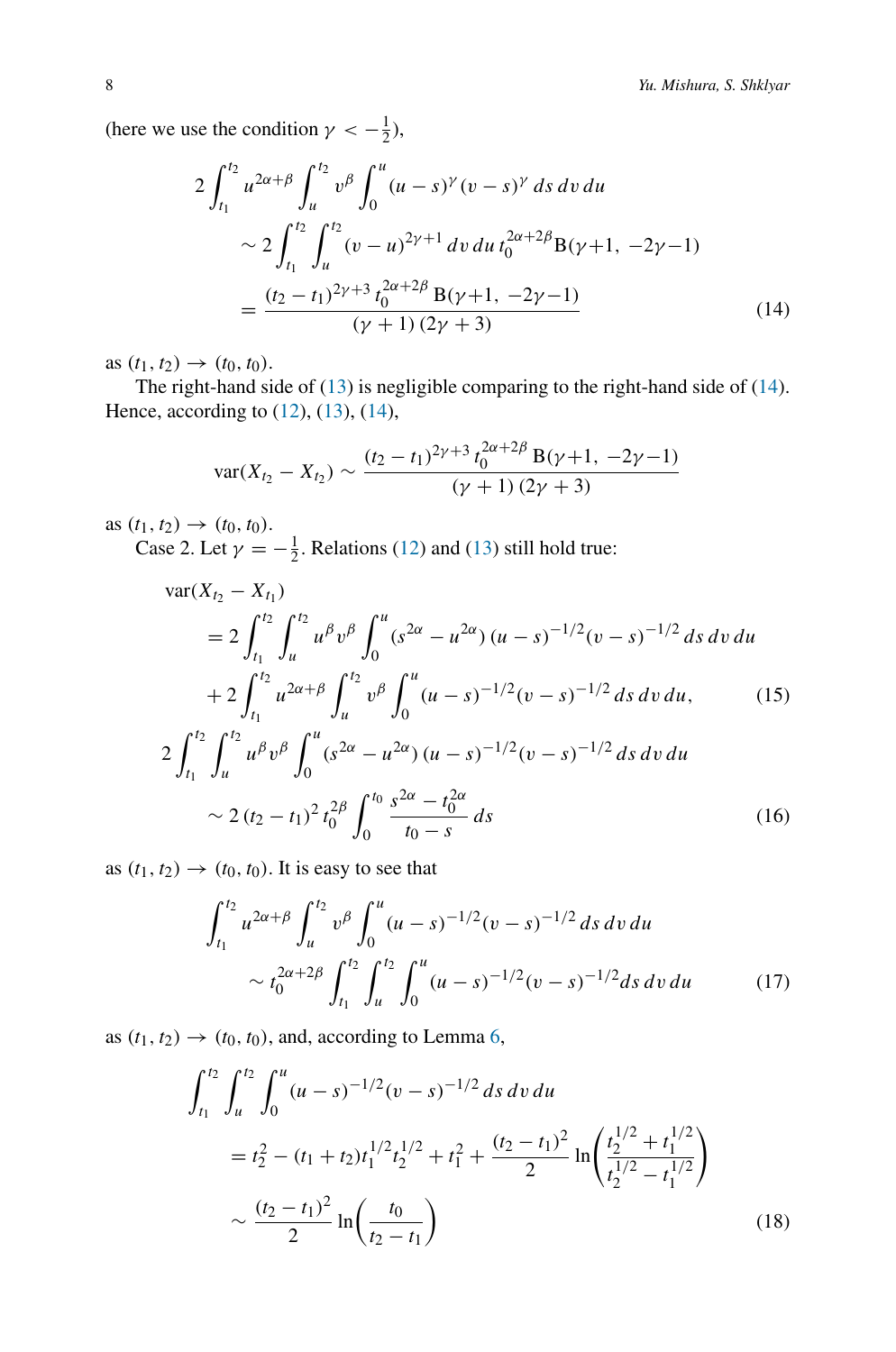(here we use the condition $\gamma < -\frac{1}{2}$),

$$
\begin{aligned}
2 \int_{t_1}^{t_2} & u^{2\alpha+\beta} \int_u^{t_2} v^\beta \int_0^u (u-s)^\gamma (v-s)^\gamma \, ds \, dv \, du \\
&\sim 2 \int_{t_1}^{t_2} \int_u^{t_2} (v-u)^{2\gamma+1} \, dv \, du \, t_0^{2\alpha+2\beta} \mathrm{B}(\gamma+1,\, -2\gamma-1) \\
&= \frac{(t_2-t_1)^{2\gamma+3} \, t_0^{2\alpha+2\beta} \, \mathrm{B}(\gamma+1,\, -2\gamma-1)}{(\gamma+1)\,(2\gamma+3)} \qquad (14)
\end{aligned}
$$

as $(t_1, t_2) \to (t_0, t_0)$.

The right-hand side of (13) is negligible comparing to the right-hand side of (14). Hence, according to (12), (13), (14),

$$
\mathrm{var}(X_{t_2} - X_{t_2}) \sim \frac{(t_2-t_1)^{2\gamma+3} \, t_0^{2\alpha+2\beta} \, \mathrm{B}(\gamma+1,\, -2\gamma-1)}{(\gamma+1)\,(2\gamma+3)}
$$

as $(t_1, t_2) \to (t_0, t_0)$.

Case 2. Let $\gamma = -\frac{1}{2}$. Relations (12) and (13) still hold true:

$$
\begin{aligned}
\mathrm{var}&(X_{t_2} - X_{t_1}) \\
&= 2 \int_{t_1}^{t_2} \int_u^{t_2} u^\beta v^\beta \int_0^u (s^{2\alpha} - u^{2\alpha})\,(u-s)^{-1/2}(v-s)^{-1/2} \, ds \, dv \, du \\
&+ 2 \int_{t_1}^{t_2} u^{2\alpha+\beta} \int_u^{t_2} v^\beta \int_0^u (u-s)^{-1/2}(v-s)^{-1/2} \, ds \, dv \, du, \qquad (15)
\end{aligned}
$$

$$
\begin{aligned}
2 \int_{t_1}^{t_2} & \int_u^{t_2} u^\beta v^\beta \int_0^u (s^{2\alpha} - u^{2\alpha})\,(u-s)^{-1/2}(v-s)^{-1/2} \, ds \, dv \, du \\
&\sim 2\,(t_2-t_1)^2 \, t_0^{2\beta} \int_0^{t_0} \frac{s^{2\alpha} - t_0^{2\alpha}}{t_0 - s} \, ds \qquad (16)
\end{aligned}
$$

as $(t_1, t_2) \to (t_0, t_0)$. It is easy to see that

$$
\begin{aligned}
\int_{t_1}^{t_2} & u^{2\alpha+\beta} \int_u^{t_2} v^\beta \int_0^u (u-s)^{-1/2}(v-s)^{-1/2} \, ds \, dv \, du \\
&\sim t_0^{2\alpha+2\beta} \int_{t_1}^{t_2} \int_u^{t_2} \int_0^u (u-s)^{-1/2}(v-s)^{-1/2} ds \, dv \, du \qquad (17)
\end{aligned}
$$

as $(t_1, t_2) \to (t_0, t_0)$, and, according to Lemma 6,

$$
\begin{aligned}
\int_{t_1}^{t_2} & \int_u^{t_2} \int_0^u (u-s)^{-1/2}(v-s)^{-1/2} \, ds \, dv \, du \\
&= t_2^2 - (t_1+t_2) t_1^{1/2} t_2^{1/2} + t_1^2 + \frac{(t_2-t_1)^2}{2} \ln\!\left( \frac{t_2^{1/2} + t_1^{1/2}}{t_2^{1/2} - t_1^{1/2}} \right) \\
&\sim \frac{(t_2-t_1)^2}{2} \ln\!\left( \frac{t_0}{t_2 - t_1} \right) \qquad (18)
\end{aligned}
$$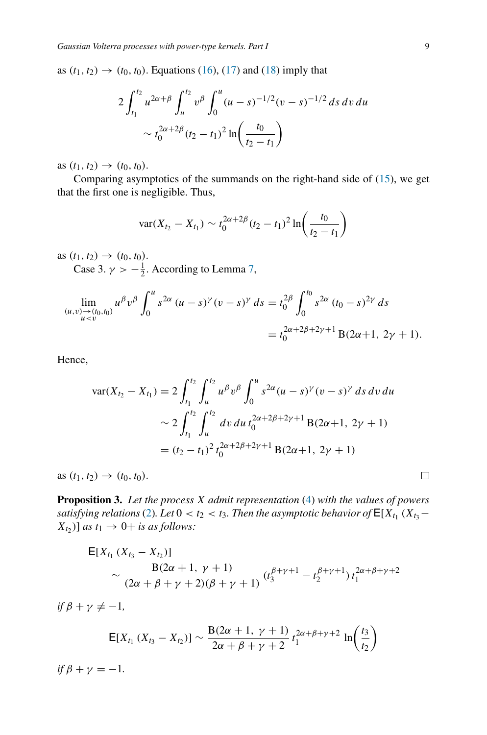as $(t_1, t_2) \to (t_0, t_0)$. Equations (16), (17) and (18) imply that

$$2 \int_{t_1}^{t_2} u^{2\alpha+\beta} \int_u^{t_2} v^\beta \int_0^u (u-s)^{-1/2} (v-s)^{-1/2} \, ds \, dv \, du \\ \sim t_0^{2\alpha+2\beta} (t_2 - t_1)^2 \ln\left( \frac{t_0}{t_2 - t_1} \right)$$

as $(t_1, t_2) \to (t_0, t_0)$.

Comparing asymptotics of the summands on the right-hand side of (15), we get that the first one is negligible. Thus,

$$\operatorname{var}(X_{t_2} - X_{t_1}) \sim t_0^{2\alpha+2\beta} (t_2 - t_1)^2 \ln\left( \frac{t_0}{t_2 - t_1} \right)$$

as $(t_1, t_2) \to (t_0, t_0)$.

Case 3. $\gamma > -\frac{1}{2}$. According to Lemma 7,

$$\lim_{\substack{(u,v)\to(t_0,t_0)\\ u<v}} u^\beta v^\beta \int_0^u s^{2\alpha} (u-s)^\gamma (v-s)^\gamma \, ds = t_0^{2\beta} \int_0^{t_0} s^{2\alpha} (t_0 - s)^{2\gamma} \, ds \\ = t_0^{2\alpha+2\beta+2\gamma+1} \, \mathrm{B}(2\alpha+1, \, 2\gamma+1).$$

Hence,

$$\begin{aligned} \operatorname{var}(X_{t_2} - X_{t_1}) &= 2 \int_{t_1}^{t_2} \int_u^{t_2} u^\beta v^\beta \int_0^u s^{2\alpha} (u-s)^\gamma (v-s)^\gamma \, ds \, dv \, du \\ &\sim 2 \int_{t_1}^{t_2} \int_u^{t_2} dv \, du \, t_0^{2\alpha+2\beta+2\gamma+1} \, \mathrm{B}(2\alpha+1, \, 2\gamma+1) \\ &= (t_2 - t_1)^2 \, t_0^{2\alpha+2\beta+2\gamma+1} \, \mathrm{B}(2\alpha+1, \, 2\gamma+1) \end{aligned}$$

as $(t_1, t_2) \to (t_0, t_0)$. □

**Proposition 3.** *Let the process $X$ admit representation (4) with the values of powers satisfying relations (2). Let $0 < t_2 < t_3$. Then the asymptotic behavior of $\mathsf{E}[X_{t_1} (X_{t_3} - X_{t_2})]$ as $t_1 \to 0+$ is as follows:*

$$\mathsf{E}[X_{t_1} (X_{t_3} - X_{t_2})] \\ \sim \frac{\mathrm{B}(2\alpha+1, \, \gamma+1)}{(2\alpha+\beta+\gamma+2)(\beta+\gamma+1)} \, (t_3^{\beta+\gamma+1} - t_2^{\beta+\gamma+1}) \, t_1^{2\alpha+\beta+\gamma+2}$$

*if $\beta + \gamma \neq -1$,*

$$\mathsf{E}[X_{t_1} (X_{t_3} - X_{t_2})] \sim \frac{\mathrm{B}(2\alpha+1, \, \gamma+1)}{2\alpha+\beta+\gamma+2} \, t_1^{2\alpha+\beta+\gamma+2} \, \ln\left( \frac{t_3}{t_2} \right)$$

*if $\beta + \gamma = -1$.*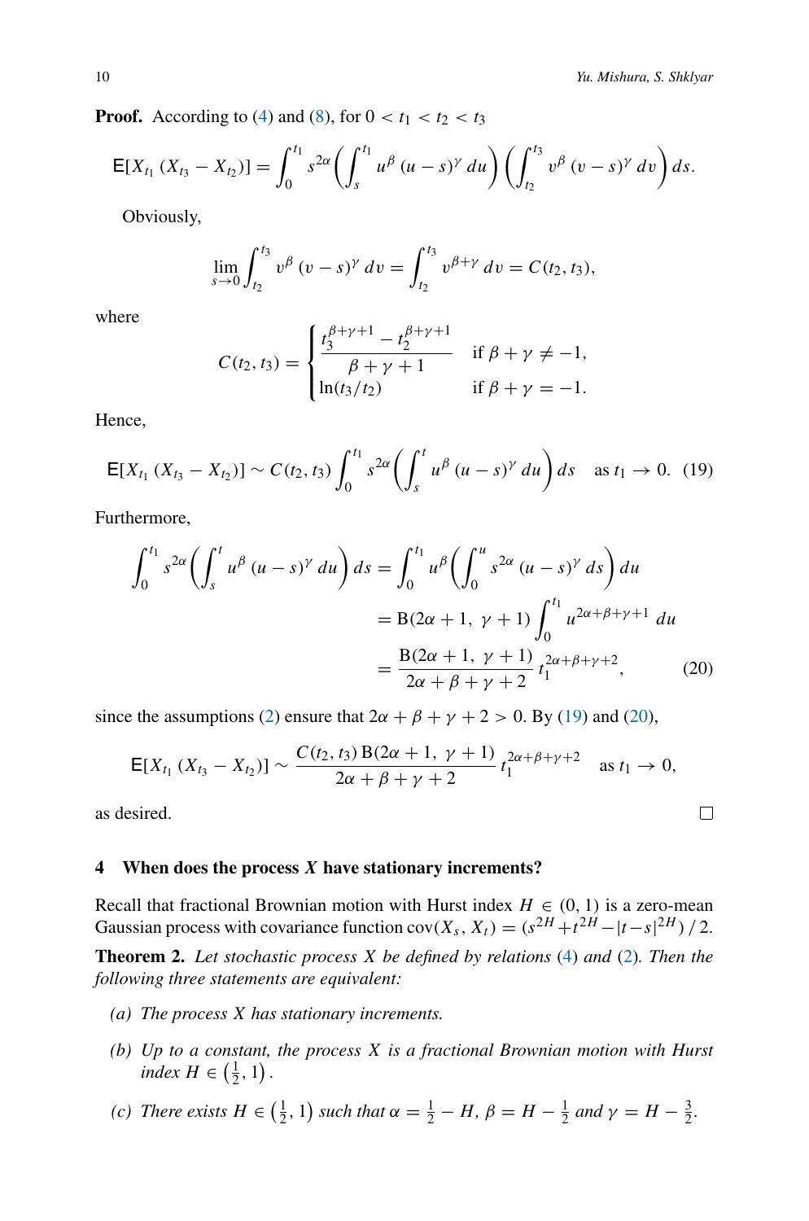**Proof.** According to (4) and (8), for $0 < t_1 < t_2 < t_3$

$$\mathsf{E}[X_{t_1}(X_{t_3} - X_{t_2})] = \int_0^{t_1} s^{2\alpha} \left( \int_s^{t_1} u^\beta (u-s)^\gamma \, du \right) \left( \int_{t_2}^{t_3} v^\beta (v-s)^\gamma \, dv \right) ds.$$

Obviously,

$$\lim_{s \to 0} \int_{t_2}^{t_3} v^\beta (v-s)^\gamma \, dv = \int_{t_2}^{t_3} v^{\beta+\gamma} \, dv = C(t_2, t_3),$$

where

$$C(t_2, t_3) = \begin{cases} \dfrac{t_3^{\beta+\gamma+1} - t_2^{\beta+\gamma+1}}{\beta+\gamma+1} & \text{if } \beta+\gamma \neq -1, \\ \ln(t_3/t_2) & \text{if } \beta+\gamma = -1. \end{cases}$$

Hence,

$$\mathsf{E}[X_{t_1}(X_{t_3} - X_{t_2})] \sim C(t_2, t_3) \int_0^{t_1} s^{2\alpha} \left( \int_s^t u^\beta (u-s)^\gamma \, du \right) ds \quad \text{as } t_1 \to 0. \quad (19)$$

Furthermore,

$$\begin{aligned} \int_0^{t_1} s^{2\alpha} \left( \int_s^t u^\beta (u-s)^\gamma \, du \right) ds &= \int_0^{t_1} u^\beta \left( \int_0^u s^{2\alpha} (u-s)^\gamma \, ds \right) du \\ &= \mathrm{B}(2\alpha+1, \ \gamma+1) \int_0^{t_1} u^{2\alpha+\beta+\gamma+1} \, du \\ &= \frac{\mathrm{B}(2\alpha+1, \ \gamma+1)}{2\alpha+\beta+\gamma+2} \, t_1^{2\alpha+\beta+\gamma+2}, \end{aligned} \quad (20)$$

since the assumptions (2) ensure that $2\alpha+\beta+\gamma+2 > 0$. By (19) and (20),

$$\mathsf{E}[X_{t_1}(X_{t_3} - X_{t_2})] \sim \frac{C(t_2, t_3)\,\mathrm{B}(2\alpha+1, \ \gamma+1)}{2\alpha+\beta+\gamma+2} \, t_1^{2\alpha+\beta+\gamma+2} \quad \text{as } t_1 \to 0,$$

as desired. $\square$

## 4 When does the process $X$ have stationary increments?

Recall that fractional Brownian motion with Hurst index $H \in (0, 1)$ is a zero-mean Gaussian process with covariance function $\operatorname{cov}(X_s, X_t) = (s^{2H} + t^{2H} - |t-s|^{2H})/2$.

**Theorem 2.** *Let stochastic process $X$ be defined by relations (4) and (2). Then the following three statements are equivalent:*

- *(a) The process $X$ has stationary increments.*
- *(b) Up to a constant, the process $X$ is a fractional Brownian motion with Hurst index $H \in \left(\frac{1}{2}, 1\right)$.*
- *(c) There exists $H \in \left(\frac{1}{2}, 1\right)$ such that $\alpha = \frac{1}{2} - H$, $\beta = H - \frac{1}{2}$ and $\gamma = H - \frac{3}{2}$.*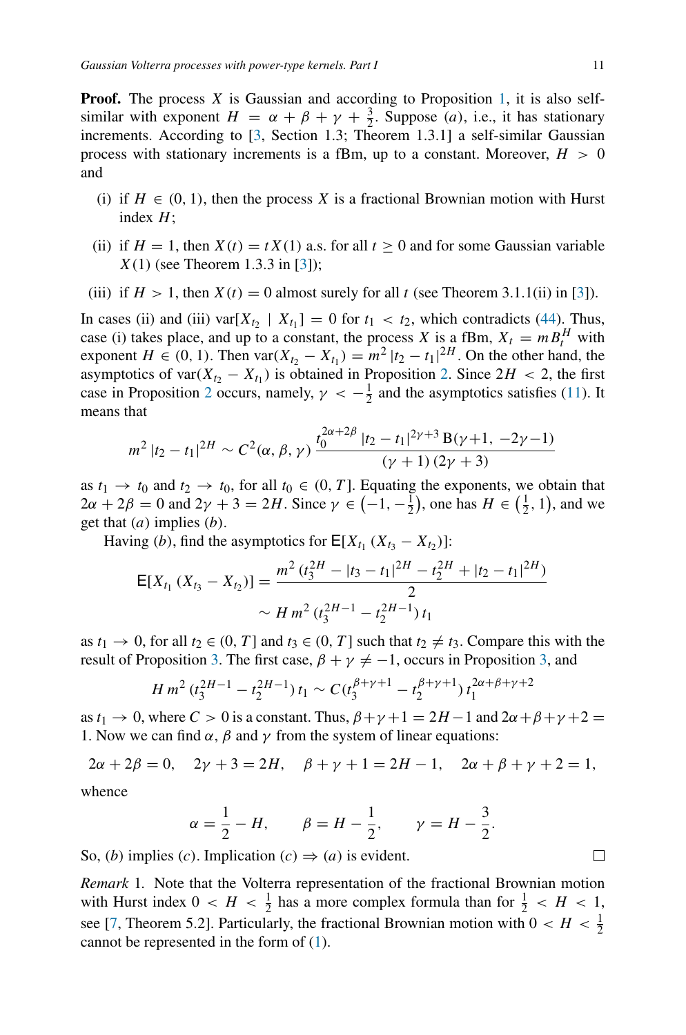**Proof.** The process $X$ is Gaussian and according to Proposition 1, it is also self-similar with exponent $H = \alpha + \beta + \gamma + \frac{3}{2}$. Suppose $(a)$, i.e., it has stationary increments. According to [3, Section 1.3; Theorem 1.3.1] a self-similar Gaussian process with stationary increments is a fBm, up to a constant. Moreover, $H > 0$ and

(i) if $H \in (0, 1)$, then the process $X$ is a fractional Brownian motion with Hurst index $H$;

(ii) if $H = 1$, then $X(t) = tX(1)$ a.s. for all $t \ge 0$ and for some Gaussian variable $X(1)$ (see Theorem 1.3.3 in [3]);

(iii) if $H > 1$, then $X(t) = 0$ almost surely for all $t$ (see Theorem 3.1.1(ii) in [3]).

In cases (ii) and (iii) $\operatorname{var}[X_{t_2} \mid X_{t_1}] = 0$ for $t_1 < t_2$, which contradicts (44). Thus, case (i) takes place, and up to a constant, the process $X$ is a fBm, $X_t = mB_t^H$ with exponent $H \in (0, 1)$. Then $\operatorname{var}(X_{t_2} - X_{t_1}) = m^2 |t_2 - t_1|^{2H}$. On the other hand, the asymptotics of $\operatorname{var}(X_{t_2} - X_{t_1})$ is obtained in Proposition 2. Since $2H < 2$, the first case in Proposition 2 occurs, namely, $\gamma < -\frac{1}{2}$ and the asymptotics satisfies (11). It means that

$$m^2 |t_2 - t_1|^{2H} \sim C^2(\alpha, \beta, \gamma) \, \frac{t_0^{2\alpha+2\beta} \, |t_2 - t_1|^{2\gamma+3} \, \mathrm{B}(\gamma{+}1, \, -2\gamma{-}1)}{(\gamma + 1)\,(2\gamma + 3)}$$

as $t_1 \to t_0$ and $t_2 \to t_0$, for all $t_0 \in (0, T]$. Equating the exponents, we obtain that $2\alpha + 2\beta = 0$ and $2\gamma + 3 = 2H$. Since $\gamma \in \left(-1, -\frac{1}{2}\right)$, one has $H \in \left(\frac{1}{2}, 1\right)$, and we get that $(a)$ implies $(b)$.

Having $(b)$, find the asymptotics for $\mathsf{E}[X_{t_1}\,(X_{t_3} - X_{t_2})]$:

$$\begin{aligned}
\mathsf{E}[X_{t_1}\,(X_{t_3} - X_{t_2})] &= \frac{m^2\,(t_3^{2H} - |t_3 - t_1|^{2H} - t_2^{2H} + |t_2 - t_1|^{2H})}{2} \\
&\sim H\,m^2\,(t_3^{2H-1} - t_2^{2H-1})\,t_1
\end{aligned}$$

as $t_1 \to 0$, for all $t_2 \in (0, T]$ and $t_3 \in (0, T]$ such that $t_2 \ne t_3$. Compare this with the result of Proposition 3. The first case, $\beta + \gamma \ne -1$, occurs in Proposition 3, and

$$H\,m^2\,(t_3^{2H-1} - t_2^{2H-1})\,t_1 \sim C(t_3^{\beta+\gamma+1} - t_2^{\beta+\gamma+1})\,t_1^{2\alpha+\beta+\gamma+2}$$

as $t_1 \to 0$, where $C > 0$ is a constant. Thus, $\beta + \gamma + 1 = 2H - 1$ and $2\alpha + \beta + \gamma + 2 = 1$. Now we can find $\alpha$, $\beta$ and $\gamma$ from the system of linear equations:

$$2\alpha + 2\beta = 0, \quad 2\gamma + 3 = 2H, \quad \beta + \gamma + 1 = 2H - 1, \quad 2\alpha + \beta + \gamma + 2 = 1,$$

whence

$$\alpha = \frac{1}{2} - H, \qquad \beta = H - \frac{1}{2}, \qquad \gamma = H - \frac{3}{2}.$$

So, $(b)$ implies $(c)$. Implication $(c) \Rightarrow (a)$ is evident. $\square$

*Remark* 1. Note that the Volterra representation of the fractional Brownian motion with Hurst index $0 < H < \frac{1}{2}$ has a more complex formula than for $\frac{1}{2} < H < 1$, see [7, Theorem 5.2]. Particularly, the fractional Brownian motion with $0 < H < \frac{1}{2}$ cannot be represented in the form of (1).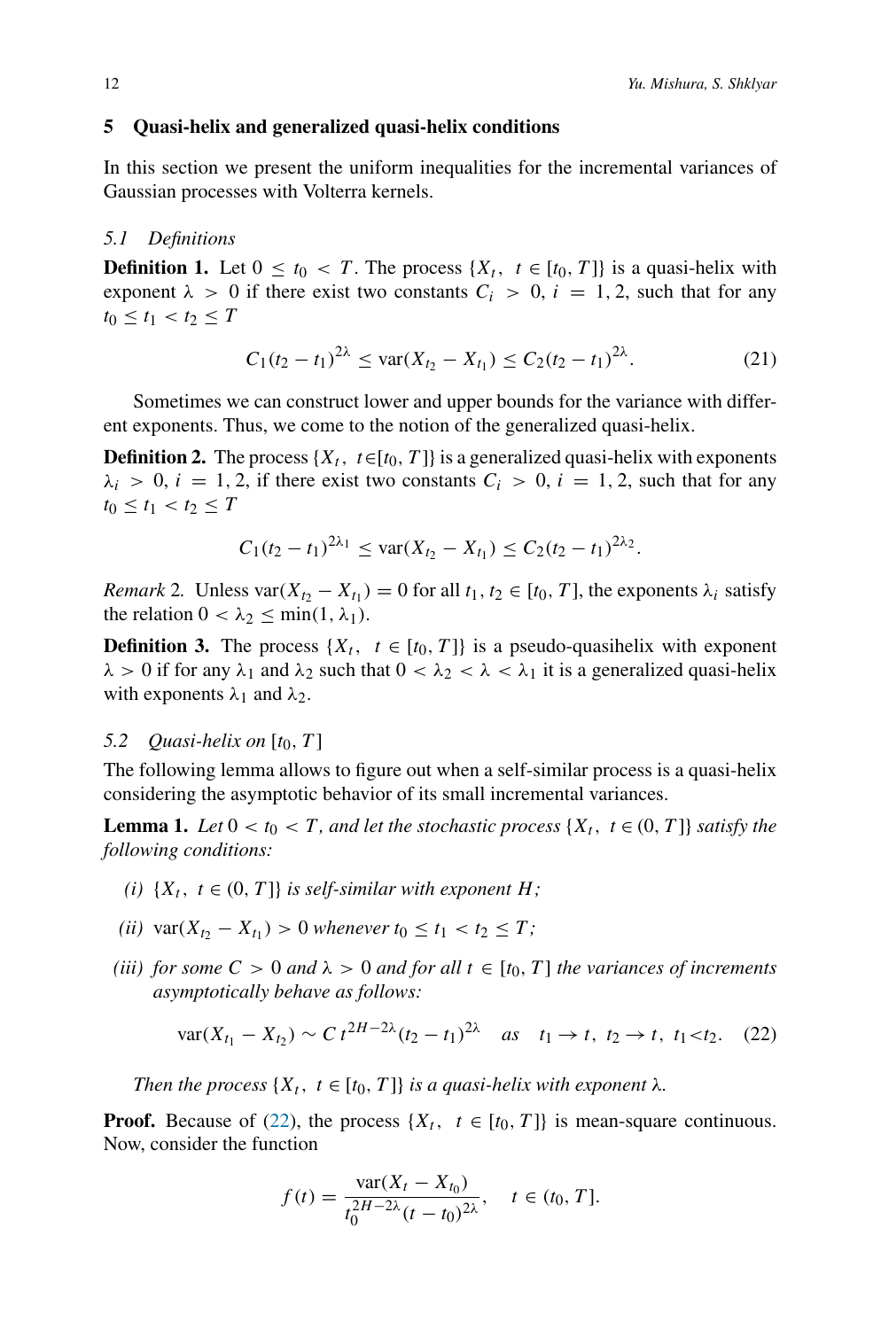## 5 Quasi-helix and generalized quasi-helix conditions

In this section we present the uniform inequalities for the incremental variances of Gaussian processes with Volterra kernels.

### *5.1 Definitions*

**Definition 1.** Let $0 \le t_0 < T$. The process $\{X_t,\ t \in [t_0, T]\}$ is a quasi-helix with exponent $\lambda > 0$ if there exist two constants $C_i > 0$, $i = 1, 2$, such that for any $t_0 \le t_1 < t_2 \le T$

$$C_1(t_2 - t_1)^{2\lambda} \le \operatorname{var}(X_{t_2} - X_{t_1}) \le C_2(t_2 - t_1)^{2\lambda}. \tag{21}$$

Sometimes we can construct lower and upper bounds for the variance with different exponents. Thus, we come to the notion of the generalized quasi-helix.

**Definition 2.** The process $\{X_t,\ t\in[t_0, T]\}$ is a generalized quasi-helix with exponents $\lambda_i > 0$, $i = 1, 2$, if there exist two constants $C_i > 0$, $i = 1, 2$, such that for any $t_0 \le t_1 < t_2 \le T$

$$C_1(t_2 - t_1)^{2\lambda_1} \le \operatorname{var}(X_{t_2} - X_{t_1}) \le C_2(t_2 - t_1)^{2\lambda_2}.$$

*Remark 2.* Unless $\operatorname{var}(X_{t_2} - X_{t_1}) = 0$ for all $t_1, t_2 \in [t_0, T]$, the exponents $\lambda_i$ satisfy the relation $0 < \lambda_2 \le \min(1, \lambda_1)$.

**Definition 3.** The process $\{X_t,\ t \in [t_0, T]\}$ is a pseudo-quasihelix with exponent $\lambda > 0$ if for any $\lambda_1$ and $\lambda_2$ such that $0 < \lambda_2 < \lambda < \lambda_1$ it is a generalized quasi-helix with exponents $\lambda_1$ and $\lambda_2$.

### *5.2 Quasi-helix on* $[t_0, T]$

The following lemma allows to figure out when a self-similar process is a quasi-helix considering the asymptotic behavior of its small incremental variances.

**Lemma 1.** *Let $0 < t_0 < T$, and let the stochastic process $\{X_t,\ t \in (0, T]\}$ satisfy the following conditions:*

*(i) $\{X_t,\ t \in (0, T]\}$ is self-similar with exponent $H$;*

*(ii) $\operatorname{var}(X_{t_2} - X_{t_1}) > 0$ whenever $t_0 \le t_1 < t_2 \le T$;*

*(iii) for some $C > 0$ and $\lambda > 0$ and for all $t \in [t_0, T]$ the variances of increments asymptotically behave as follows:*

$$\operatorname{var}(X_{t_1} - X_{t_2}) \sim C\, t^{2H-2\lambda}(t_2 - t_1)^{2\lambda} \quad \text{as} \quad t_1 \to t,\ t_2 \to t,\ t_1 < t_2. \tag{22}$$

*Then the process $\{X_t,\ t \in [t_0, T]\}$ is a quasi-helix with exponent $\lambda$.*

**Proof.** Because of (22), the process $\{X_t,\ t \in [t_0, T]\}$ is mean-square continuous. Now, consider the function

$$f(t) = \frac{\operatorname{var}(X_t - X_{t_0})}{t_0^{2H-2\lambda}(t - t_0)^{2\lambda}}, \quad t \in (t_0, T].$$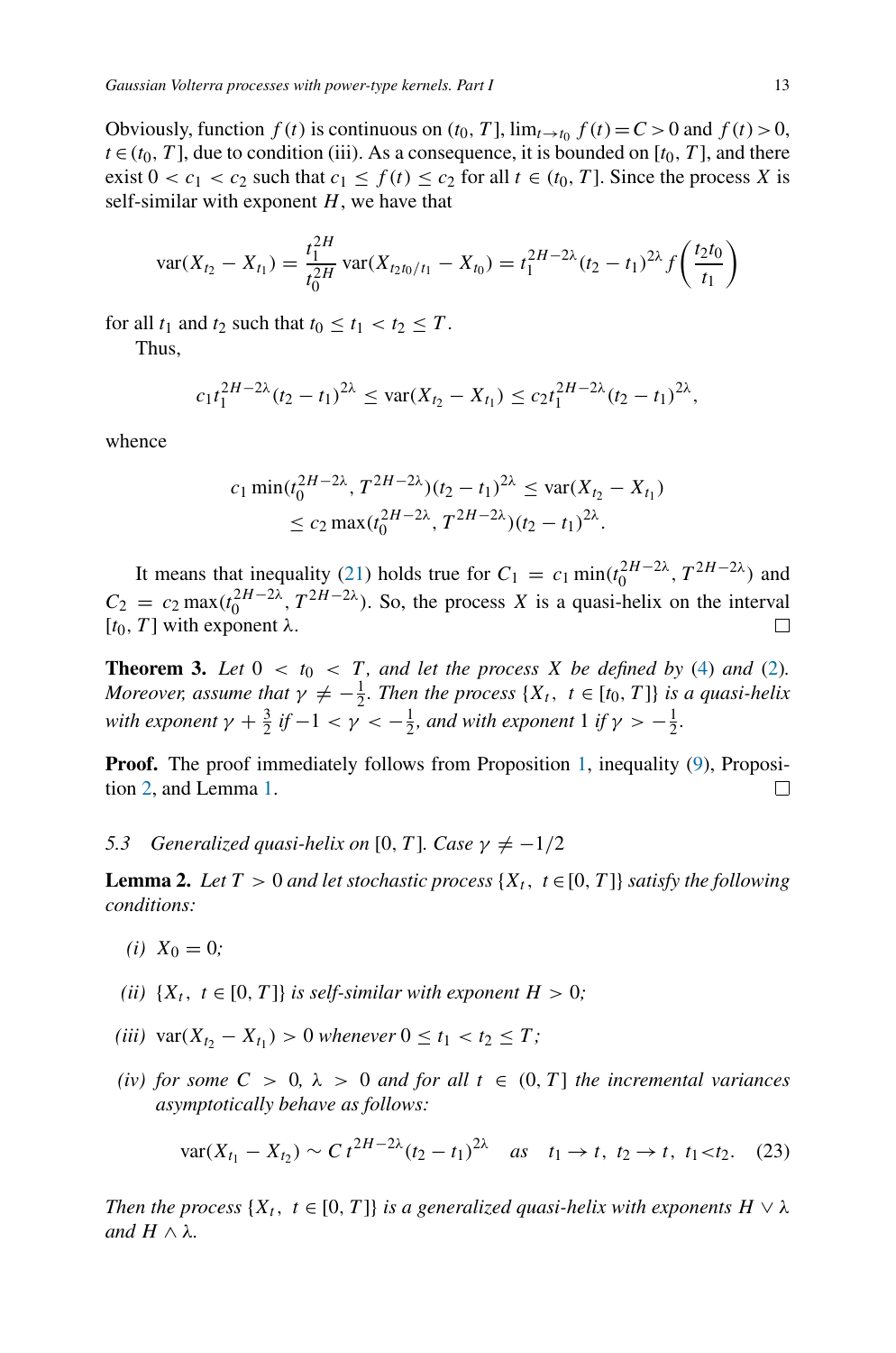Obviously, function $f(t)$ is continuous on $(t_0, T]$, $\lim_{t\to t_0} f(t) = C > 0$ and $f(t) > 0$, $t \in (t_0, T]$, due to condition (iii). As a consequence, it is bounded on $[t_0, T]$, and there exist $0 < c_1 < c_2$ such that $c_1 \le f(t) \le c_2$ for all $t \in (t_0, T]$. Since the process $X$ is self-similar with exponent $H$, we have that

$$\operatorname{var}(X_{t_2} - X_{t_1}) = \frac{t_1^{2H}}{t_0^{2H}} \operatorname{var}(X_{t_2 t_0/t_1} - X_{t_0}) = t_1^{2H-2\lambda}(t_2 - t_1)^{2\lambda} f\left(\frac{t_2 t_0}{t_1}\right)$$

for all $t_1$ and $t_2$ such that $t_0 \le t_1 < t_2 \le T$.

Thus,

$$c_1 t_1^{2H-2\lambda}(t_2 - t_1)^{2\lambda} \le \operatorname{var}(X_{t_2} - X_{t_1}) \le c_2 t_1^{2H-2\lambda}(t_2 - t_1)^{2\lambda},$$

whence

$$c_1 \min(t_0^{2H-2\lambda}, T^{2H-2\lambda})(t_2 - t_1)^{2\lambda} \le \operatorname{var}(X_{t_2} - X_{t_1}) \\ \le c_2 \max(t_0^{2H-2\lambda}, T^{2H-2\lambda})(t_2 - t_1)^{2\lambda}.$$

It means that inequality (21) holds true for $C_1 = c_1 \min(t_0^{2H-2\lambda}, T^{2H-2\lambda})$ and $C_2 = c_2 \max(t_0^{2H-2\lambda}, T^{2H-2\lambda})$. So, the process $X$ is a quasi-helix on the interval $[t_0, T]$ with exponent $\lambda$. □

**Theorem 3.** *Let $0 < t_0 < T$, and let the process $X$ be defined by (4) and (2). Moreover, assume that $\gamma \ne -\frac{1}{2}$. Then the process $\{X_t,\ t \in [t_0, T]\}$ is a quasi-helix with exponent $\gamma + \frac{3}{2}$ if $-1 < \gamma < -\frac{1}{2}$, and with exponent 1 if $\gamma > -\frac{1}{2}$.*

**Proof.** The proof immediately follows from Proposition 1, inequality (9), Proposition 2, and Lemma 1. □

### *5.3 Generalized quasi-helix on $[0, T]$. Case $\gamma \ne -1/2$*

**Lemma 2.** *Let $T > 0$ and let stochastic process $\{X_t,\ t \in [0, T]\}$ satisfy the following conditions:*

*(i) $X_0 = 0$;*

*(ii) $\{X_t,\ t \in [0, T]\}$ is self-similar with exponent $H > 0$;*

*(iii) $\operatorname{var}(X_{t_2} - X_{t_1}) > 0$ whenever $0 \le t_1 < t_2 \le T$;*

*(iv) for some $C > 0$, $\lambda > 0$ and for all $t \in (0, T]$ the incremental variances asymptotically behave as follows:*

$$\operatorname{var}(X_{t_1} - X_{t_2}) \sim C\, t^{2H-2\lambda}(t_2 - t_1)^{2\lambda} \quad as \quad t_1 \to t,\ t_2 \to t,\ t_1 < t_2. \tag{23}$$

*Then the process $\{X_t,\ t \in [0, T]\}$ is a generalized quasi-helix with exponents $H \vee \lambda$ and $H \wedge \lambda$.*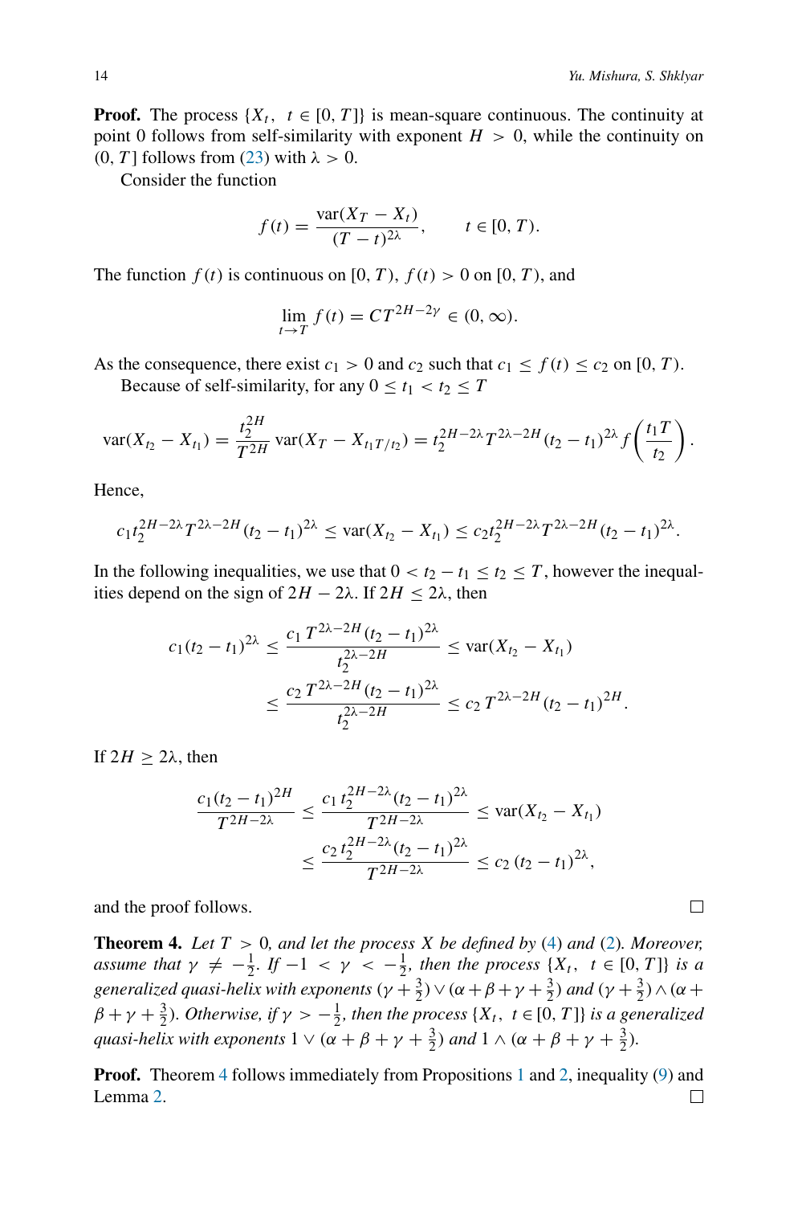**Proof.** The process $\{X_t,\ t \in [0,T]\}$ is mean-square continuous. The continuity at point 0 follows from self-similarity with exponent $H > 0$, while the continuity on $(0, T]$ follows from (23) with $\lambda > 0$.

Consider the function

$$f(t) = \frac{\operatorname{var}(X_T - X_t)}{(T-t)^{2\lambda}}, \qquad t \in [0, T).$$

The function $f(t)$ is continuous on $[0, T)$, $f(t) > 0$ on $[0, T)$, and

$$\lim_{t \to T} f(t) = C T^{2H - 2\gamma} \in (0, \infty).$$

As the consequence, there exist $c_1 > 0$ and $c_2$ such that $c_1 \le f(t) \le c_2$ on $[0, T)$.

Because of self-similarity, for any $0 \le t_1 < t_2 \le T$

$$\operatorname{var}(X_{t_2} - X_{t_1}) = \frac{t_2^{2H}}{T^{2H}} \operatorname{var}(X_T - X_{t_1 T/t_2}) = t_2^{2H - 2\lambda} T^{2\lambda - 2H} (t_2 - t_1)^{2\lambda} f\left(\frac{t_1 T}{t_2}\right).$$

Hence,

$$c_1 t_2^{2H-2\lambda} T^{2\lambda - 2H} (t_2 - t_1)^{2\lambda} \le \operatorname{var}(X_{t_2} - X_{t_1}) \le c_2 t_2^{2H - 2\lambda} T^{2\lambda - 2H} (t_2 - t_1)^{2\lambda}.$$

In the following inequalities, we use that $0 < t_2 - t_1 \le t_2 \le T$, however the inequalities depend on the sign of $2H - 2\lambda$. If $2H \le 2\lambda$, then

$$\begin{aligned}
c_1 (t_2 - t_1)^{2\lambda} &\le \frac{c_1\, T^{2\lambda - 2H} (t_2 - t_1)^{2\lambda}}{t_2^{2\lambda - 2H}} \le \operatorname{var}(X_{t_2} - X_{t_1}) \\
&\le \frac{c_2\, T^{2\lambda - 2H} (t_2 - t_1)^{2\lambda}}{t_2^{2\lambda - 2H}} \le c_2\, T^{2\lambda - 2H} (t_2 - t_1)^{2H}.
\end{aligned}$$

If $2H \ge 2\lambda$, then

$$\begin{aligned}
\frac{c_1 (t_2 - t_1)^{2H}}{T^{2H - 2\lambda}} &\le \frac{c_1\, t_2^{2H - 2\lambda} (t_2 - t_1)^{2\lambda}}{T^{2H - 2\lambda}} \le \operatorname{var}(X_{t_2} - X_{t_1}) \\
&\le \frac{c_2\, t_2^{2H - 2\lambda} (t_2 - t_1)^{2\lambda}}{T^{2H - 2\lambda}} \le c_2\, (t_2 - t_1)^{2\lambda},
\end{aligned}$$

and the proof follows. □

**Theorem 4.** *Let $T > 0$, and let the process $X$ be defined by (4) and (2). Moreover, assume that $\gamma \ne -\frac{1}{2}$. If $-1 < \gamma < -\frac{1}{2}$, then the process $\{X_t,\ t \in [0, T]\}$ is a generalized quasi-helix with exponents $(\gamma + \frac{3}{2}) \vee (\alpha + \beta + \gamma + \frac{3}{2})$ and $(\gamma + \frac{3}{2}) \wedge (\alpha + \beta + \gamma + \frac{3}{2})$. Otherwise, if $\gamma > -\frac{1}{2}$, then the process $\{X_t,\ t \in [0, T]\}$ is a generalized quasi-helix with exponents $1 \vee (\alpha + \beta + \gamma + \frac{3}{2})$ and $1 \wedge (\alpha + \beta + \gamma + \frac{3}{2})$.*

**Proof.** Theorem 4 follows immediately from Propositions 1 and 2, inequality (9) and Lemma 2. □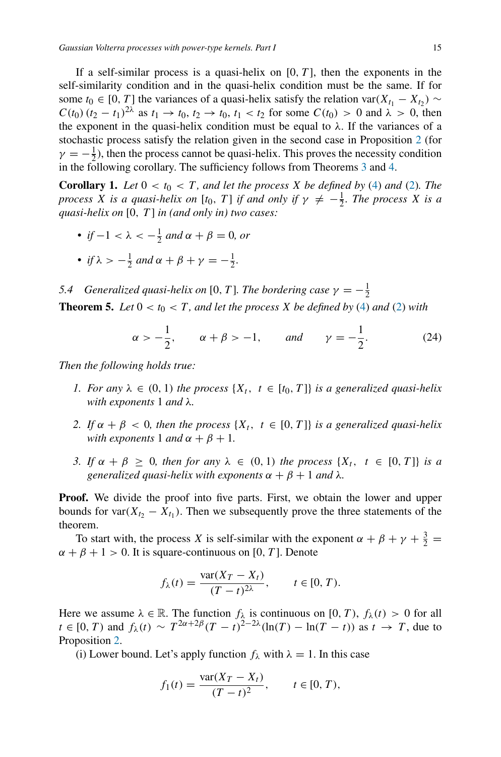If a self-similar process is a quasi-helix on $[0, T]$, then the exponents in the self-similarity condition and in the quasi-helix condition must be the same. If for some $t_0 \in [0, T]$ the variances of a quasi-helix satisfy the relation $\operatorname{var}(X_{t_1} - X_{t_2}) \sim C(t_0)\,(t_2 - t_1)^{2\lambda}$ as $t_1 \to t_0$, $t_2 \to t_0$, $t_1 < t_2$ for some $C(t_0) > 0$ and $\lambda > 0$, then the exponent in the quasi-helix condition must be equal to $\lambda$. If the variances of a stochastic process satisfy the relation given in the second case in Proposition 2 (for $\gamma = -\frac{1}{2}$), then the process cannot be quasi-helix. This proves the necessity condition in the following corollary. The sufficiency follows from Theorems 3 and 4.

**Corollary 1.** *Let $0 < t_0 < T$, and let the process $X$ be defined by (4) and (2). The process $X$ is a quasi-helix on $[t_0, T]$ if and only if $\gamma \neq -\frac{1}{2}$. The process $X$ is a quasi-helix on $[0, T]$ in (and only in) two cases:*

- *if $-1 < \lambda < -\frac{1}{2}$ and $\alpha + \beta = 0$, or*
- *if $\lambda > -\frac{1}{2}$ and $\alpha + \beta + \gamma = -\frac{1}{2}$.*

### *5.4 Generalized quasi-helix on $[0, T]$. The bordering case $\gamma = -\frac{1}{2}$*

**Theorem 5.** *Let $0 < t_0 < T$, and let the process $X$ be defined by (4) and (2) with*

$$\alpha > -\frac{1}{2}, \qquad \alpha + \beta > -1, \qquad \textit{and} \qquad \gamma = -\frac{1}{2}. \tag{24}$$

*Then the following holds true:*

1. *For any $\lambda \in (0, 1)$ the process $\{X_t,\ t \in [t_0, T]\}$ is a generalized quasi-helix with exponents 1 and $\lambda$.*
2. *If $\alpha + \beta < 0$, then the process $\{X_t,\ t \in [0, T]\}$ is a generalized quasi-helix with exponents 1 and $\alpha + \beta + 1$.*
3. *If $\alpha + \beta \geq 0$, then for any $\lambda \in (0, 1)$ the process $\{X_t,\ t \in [0, T]\}$ is a generalized quasi-helix with exponents $\alpha + \beta + 1$ and $\lambda$.*

**Proof.** We divide the proof into five parts. First, we obtain the lower and upper bounds for $\operatorname{var}(X_{t_2} - X_{t_1})$. Then we subsequently prove the three statements of the theorem.

To start with, the process $X$ is self-similar with the exponent $\alpha + \beta + \gamma + \frac{3}{2} = \alpha + \beta + 1 > 0$. It is square-continuous on $[0, T]$. Denote

$$f_\lambda(t) = \frac{\operatorname{var}(X_T - X_t)}{(T - t)^{2\lambda}}, \qquad t \in [0, T).$$

Here we assume $\lambda \in \mathbb{R}$. The function $f_\lambda$ is continuous on $[0, T)$, $f_\lambda(t) > 0$ for all $t \in [0, T)$ and $f_\lambda(t) \sim T^{2\alpha + 2\beta}(T - t)^{2 - 2\lambda}(\ln(T) - \ln(T - t))$ as $t \to T$, due to Proposition 2.

(i) Lower bound. Let's apply function $f_\lambda$ with $\lambda = 1$. In this case

$$f_1(t) = \frac{\operatorname{var}(X_T - X_t)}{(T - t)^2}, \qquad t \in [0, T),$$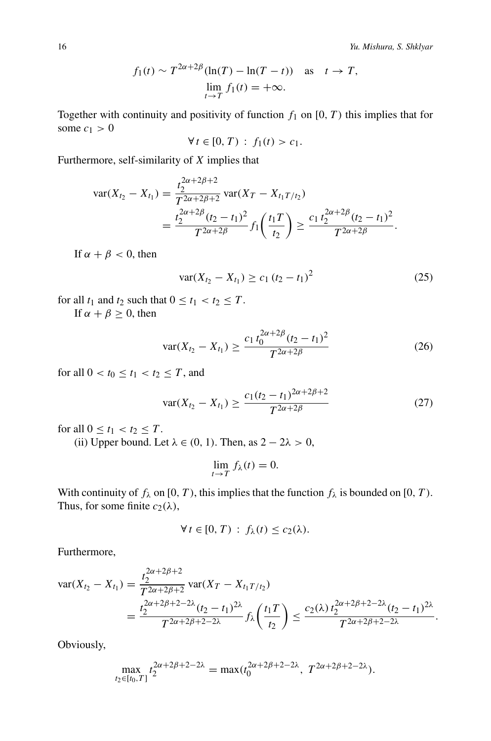$$f_1(t) \sim T^{2\alpha+2\beta}(\ln(T) - \ln(T-t)) \quad \text{as} \quad t \to T,$$
$$\lim_{t \to T} f_1(t) = +\infty.$$

Together with continuity and positivity of function $f_1$ on $[0, T)$ this implies that for some $c_1 > 0$

$$\forall\, t \in [0, T) : \; f_1(t) > c_1.$$

Furthermore, self-similarity of $X$ implies that

$$\begin{aligned}
\operatorname{var}(X_{t_2} - X_{t_1}) &= \frac{t_2^{2\alpha+2\beta+2}}{T^{2\alpha+2\beta+2}} \operatorname{var}(X_T - X_{t_1 T/t_2}) \\
&= \frac{t_2^{2\alpha+2\beta}(t_2 - t_1)^2}{T^{2\alpha+2\beta}} f_1\!\left(\frac{t_1 T}{t_2}\right) \geq \frac{c_1\, t_2^{2\alpha+2\beta}(t_2 - t_1)^2}{T^{2\alpha+2\beta}}.
\end{aligned}$$

If $\alpha + \beta < 0$, then

$$\operatorname{var}(X_{t_2} - X_{t_1}) \geq c_1\, (t_2 - t_1)^2 \tag{25}$$

for all $t_1$ and $t_2$ such that $0 \leq t_1 < t_2 \leq T$.

If $\alpha + \beta \geq 0$, then

$$\operatorname{var}(X_{t_2} - X_{t_1}) \geq \frac{c_1\, t_0^{2\alpha+2\beta}(t_2 - t_1)^2}{T^{2\alpha+2\beta}} \tag{26}$$

for all $0 < t_0 \leq t_1 < t_2 \leq T$, and

$$\operatorname{var}(X_{t_2} - X_{t_1}) \geq \frac{c_1 (t_2 - t_1)^{2\alpha+2\beta+2}}{T^{2\alpha+2\beta}} \tag{27}$$

for all $0 \leq t_1 < t_2 \leq T$.

(ii) Upper bound. Let $\lambda \in (0, 1)$. Then, as $2 - 2\lambda > 0$,

$$\lim_{t \to T} f_\lambda(t) = 0.$$

With continuity of $f_\lambda$ on $[0, T)$, this implies that the function $f_\lambda$ is bounded on $[0, T)$. Thus, for some finite $c_2(\lambda)$,

$$\forall\, t \in [0, T) : \; f_\lambda(t) \leq c_2(\lambda).$$

Furthermore,

$$\begin{aligned}
\operatorname{var}(X_{t_2} - X_{t_1}) &= \frac{t_2^{2\alpha+2\beta+2}}{T^{2\alpha+2\beta+2}} \operatorname{var}(X_T - X_{t_1 T/t_2}) \\
&= \frac{t_2^{2\alpha+2\beta+2-2\lambda}(t_2 - t_1)^{2\lambda}}{T^{2\alpha+2\beta+2-2\lambda}} f_\lambda\!\left(\frac{t_1 T}{t_2}\right) \leq \frac{c_2(\lambda)\, t_2^{2\alpha+2\beta+2-2\lambda}(t_2 - t_1)^{2\lambda}}{T^{2\alpha+2\beta+2-2\lambda}}.
\end{aligned}$$

Obviously,

$$\max_{t_2 \in [t_0, T]} t_2^{2\alpha+2\beta+2-2\lambda} = \max(t_0^{2\alpha+2\beta+2-2\lambda},\; T^{2\alpha+2\beta+2-2\lambda}).$$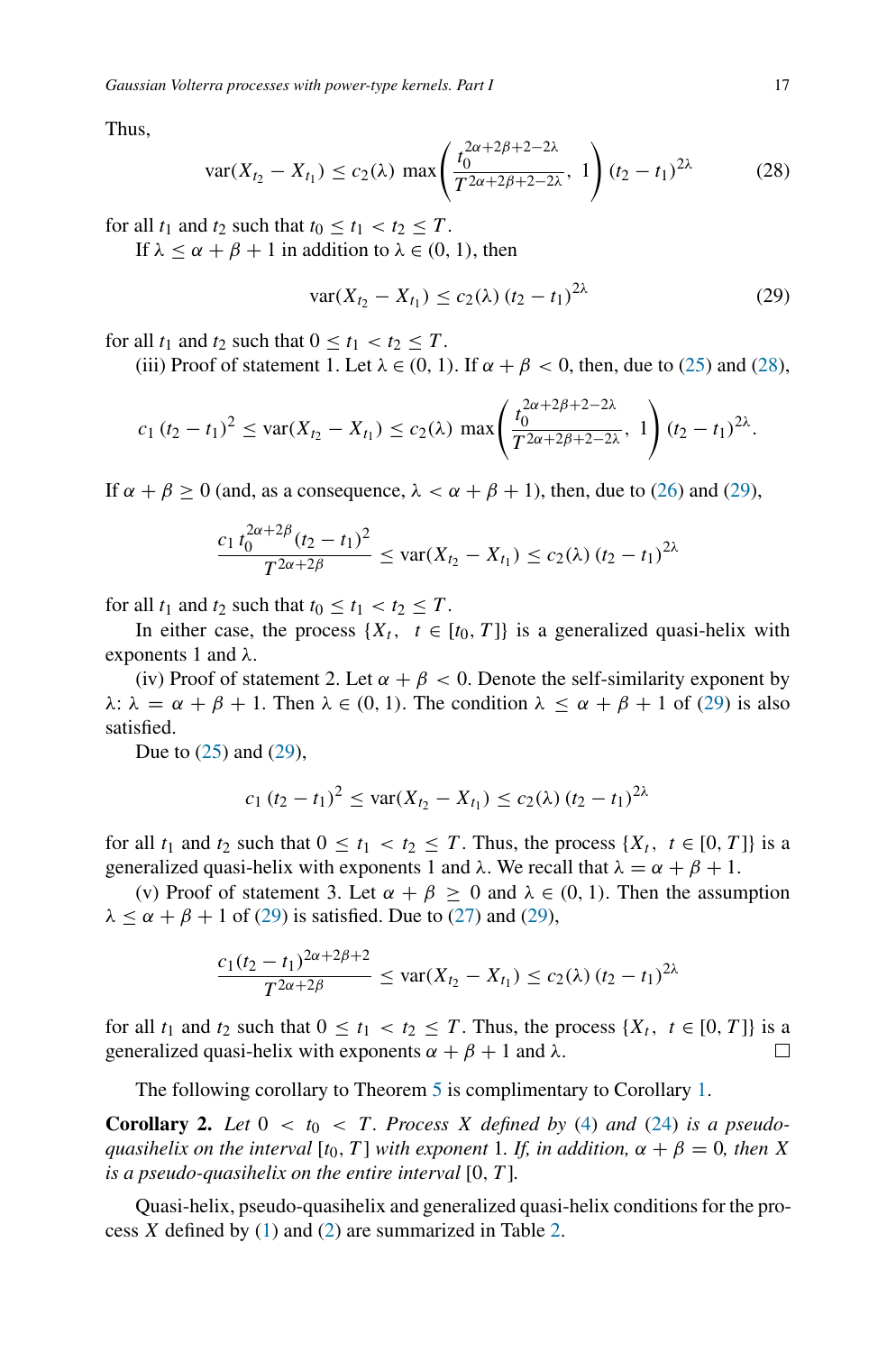Thus,

$$\operatorname{var}(X_{t_2} - X_{t_1}) \le c_2(\lambda)\, \max\!\left(\frac{t_0^{2\alpha+2\beta+2-2\lambda}}{T^{2\alpha+2\beta+2-2\lambda}},\ 1\right) (t_2 - t_1)^{2\lambda} \tag{28}$$

for all $t_1$ and $t_2$ such that $t_0 \le t_1 < t_2 \le T$.

If $\lambda \le \alpha + \beta + 1$ in addition to $\lambda \in (0, 1)$, then

$$\operatorname{var}(X_{t_2} - X_{t_1}) \le c_2(\lambda)\, (t_2 - t_1)^{2\lambda} \tag{29}$$

for all $t_1$ and $t_2$ such that $0 \le t_1 < t_2 \le T$.

(iii) Proof of statement 1. Let $\lambda \in (0, 1)$. If $\alpha + \beta < 0$, then, due to (25) and (28),

$$c_1\, (t_2 - t_1)^2 \le \operatorname{var}(X_{t_2} - X_{t_1}) \le c_2(\lambda)\, \max\!\left(\frac{t_0^{2\alpha+2\beta+2-2\lambda}}{T^{2\alpha+2\beta+2-2\lambda}},\ 1\right) (t_2 - t_1)^{2\lambda}.$$

If $\alpha + \beta \ge 0$ (and, as a consequence, $\lambda < \alpha + \beta + 1$), then, due to (26) and (29),

$$\frac{c_1\, t_0^{2\alpha+2\beta} (t_2 - t_1)^2}{T^{2\alpha+2\beta}} \le \operatorname{var}(X_{t_2} - X_{t_1}) \le c_2(\lambda)\, (t_2 - t_1)^{2\lambda}$$

for all $t_1$ and $t_2$ such that $t_0 \le t_1 < t_2 \le T$.

In either case, the process $\{X_t,\ t \in [t_0, T]\}$ is a generalized quasi-helix with exponents 1 and $\lambda$.

(iv) Proof of statement 2. Let $\alpha + \beta < 0$. Denote the self-similarity exponent by $\lambda$: $\lambda = \alpha + \beta + 1$. Then $\lambda \in (0, 1)$. The condition $\lambda \le \alpha + \beta + 1$ of (29) is also satisfied.

Due to (25) and (29),

$$c_1\, (t_2 - t_1)^2 \le \operatorname{var}(X_{t_2} - X_{t_1}) \le c_2(\lambda)\, (t_2 - t_1)^{2\lambda}$$

for all $t_1$ and $t_2$ such that $0 \le t_1 < t_2 \le T$. Thus, the process $\{X_t,\ t \in [0, T]\}$ is a generalized quasi-helix with exponents 1 and $\lambda$. We recall that $\lambda = \alpha + \beta + 1$.

(v) Proof of statement 3. Let $\alpha + \beta \ge 0$ and $\lambda \in (0, 1)$. Then the assumption $\lambda \le \alpha + \beta + 1$ of (29) is satisfied. Due to (27) and (29),

$$\frac{c_1 (t_2 - t_1)^{2\alpha+2\beta+2}}{T^{2\alpha+2\beta}} \le \operatorname{var}(X_{t_2} - X_{t_1}) \le c_2(\lambda)\, (t_2 - t_1)^{2\lambda}$$

for all $t_1$ and $t_2$ such that $0 \le t_1 < t_2 \le T$. Thus, the process $\{X_t,\ t \in [0, T]\}$ is a generalized quasi-helix with exponents $\alpha + \beta + 1$ and $\lambda$. □

The following corollary to Theorem 5 is complimentary to Corollary 1.

**Corollary 2.** *Let $0 < t_0 < T$. Process $X$ defined by (4) and (24) is a pseudo-quasihelix on the interval $[t_0, T]$ with exponent 1. If, in addition, $\alpha + \beta = 0$, then $X$ is a pseudo-quasihelix on the entire interval $[0, T]$.*

Quasi-helix, pseudo-quasihelix and generalized quasi-helix conditions for the process $X$ defined by (1) and (2) are summarized in Table 2.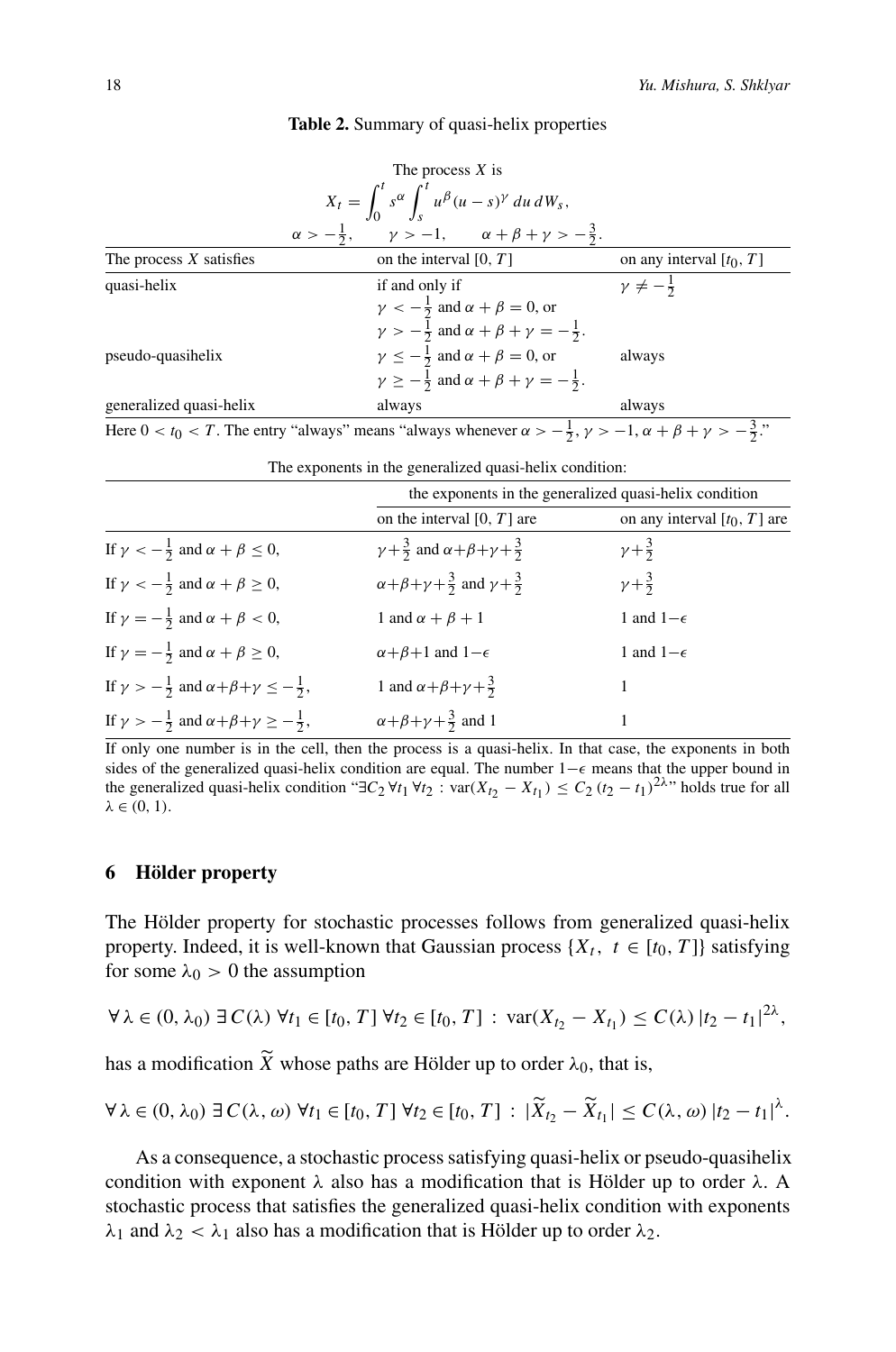**Table 2.** Summary of quasi-helix properties

The process $X$ is

$$X_t = \int_0^t s^\alpha \int_s^t u^\beta (u-s)^\gamma \, du \, dW_s,$$

$$\alpha > -\tfrac{1}{2}, \qquad \gamma > -1, \qquad \alpha + \beta + \gamma > -\tfrac{3}{2}.$$

| The process $X$ satisfies | on the interval $[0, T]$ | on any interval $[t_0, T]$ |
|---|---|---|
| quasi-helix | if and only if $\gamma < -\frac{1}{2}$ and $\alpha + \beta = 0$, or $\gamma > -\frac{1}{2}$ and $\alpha + \beta + \gamma = -\frac{1}{2}$. | $\gamma \neq -\frac{1}{2}$ |
| pseudo-quasihelix | $\gamma \leq -\frac{1}{2}$ and $\alpha + \beta = 0$, or $\gamma \geq -\frac{1}{2}$ and $\alpha + \beta + \gamma = -\frac{1}{2}$. | always |
| generalized quasi-helix | always | always |

Here $0 < t_0 < T$. The entry "always" means "always whenever $\alpha > -\frac{1}{2}$, $\gamma > -1$, $\alpha + \beta + \gamma > -\frac{3}{2}$."

The exponents in the generalized quasi-helix condition:

| | the exponents in the generalized quasi-helix condition | |
|---|---|---|
| | on the interval $[0, T]$ are | on any interval $[t_0, T]$ are |
| If $\gamma < -\frac{1}{2}$ and $\alpha + \beta \leq 0$, | $\gamma + \frac{3}{2}$ and $\alpha + \beta + \gamma + \frac{3}{2}$ | $\gamma + \frac{3}{2}$ |
| If $\gamma < -\frac{1}{2}$ and $\alpha + \beta \geq 0$, | $\alpha + \beta + \gamma + \frac{3}{2}$ and $\gamma + \frac{3}{2}$ | $\gamma + \frac{3}{2}$ |
| If $\gamma = -\frac{1}{2}$ and $\alpha + \beta < 0$, | $1$ and $\alpha + \beta + 1$ | $1$ and $1 - \epsilon$ |
| If $\gamma = -\frac{1}{2}$ and $\alpha + \beta \geq 0$, | $\alpha + \beta + 1$ and $1 - \epsilon$ | $1$ and $1 - \epsilon$ |
| If $\gamma > -\frac{1}{2}$ and $\alpha + \beta + \gamma \leq -\frac{1}{2}$, | $1$ and $\alpha + \beta + \gamma + \frac{3}{2}$ | $1$ |
| If $\gamma > -\frac{1}{2}$ and $\alpha + \beta + \gamma \geq -\frac{1}{2}$, | $\alpha + \beta + \gamma + \frac{3}{2}$ and $1$ | $1$ |

If only one number is in the cell, then the process is a quasi-helix. In that case, the exponents in both sides of the generalized quasi-helix condition are equal. The number $1 - \epsilon$ means that the upper bound in the generalized quasi-helix condition "$\exists C_2 \, \forall t_1 \, \forall t_2 : \operatorname{var}(X_{t_2} - X_{t_1}) \leq C_2 \, (t_2 - t_1)^{2\lambda}$" holds true for all $\lambda \in (0, 1)$.

## 6 Hölder property

The Hölder property for stochastic processes follows from generalized quasi-helix property. Indeed, it is well-known that Gaussian process $\{X_t, \ t \in [t_0, T]\}$ satisfying for some $\lambda_0 > 0$ the assumption

$$\forall \lambda \in (0, \lambda_0) \, \exists \, C(\lambda) \, \forall t_1 \in [t_0, T] \, \forall t_2 \in [t_0, T] \, : \, \operatorname{var}(X_{t_2} - X_{t_1}) \leq C(\lambda) \, |t_2 - t_1|^{2\lambda},$$

has a modification $\widetilde{X}$ whose paths are Hölder up to order $\lambda_0$, that is,

$$\forall \lambda \in (0, \lambda_0) \, \exists \, C(\lambda, \omega) \, \forall t_1 \in [t_0, T] \, \forall t_2 \in [t_0, T] \, : \, |\widetilde{X}_{t_2} - \widetilde{X}_{t_1}| \leq C(\lambda, \omega) \, |t_2 - t_1|^{\lambda}.$$

As a consequence, a stochastic process satisfying quasi-helix or pseudo-quasihelix condition with exponent $\lambda$ also has a modification that is Hölder up to order $\lambda$. A stochastic process that satisfies the generalized quasi-helix condition with exponents $\lambda_1$ and $\lambda_2 < \lambda_1$ also has a modification that is Hölder up to order $\lambda_2$.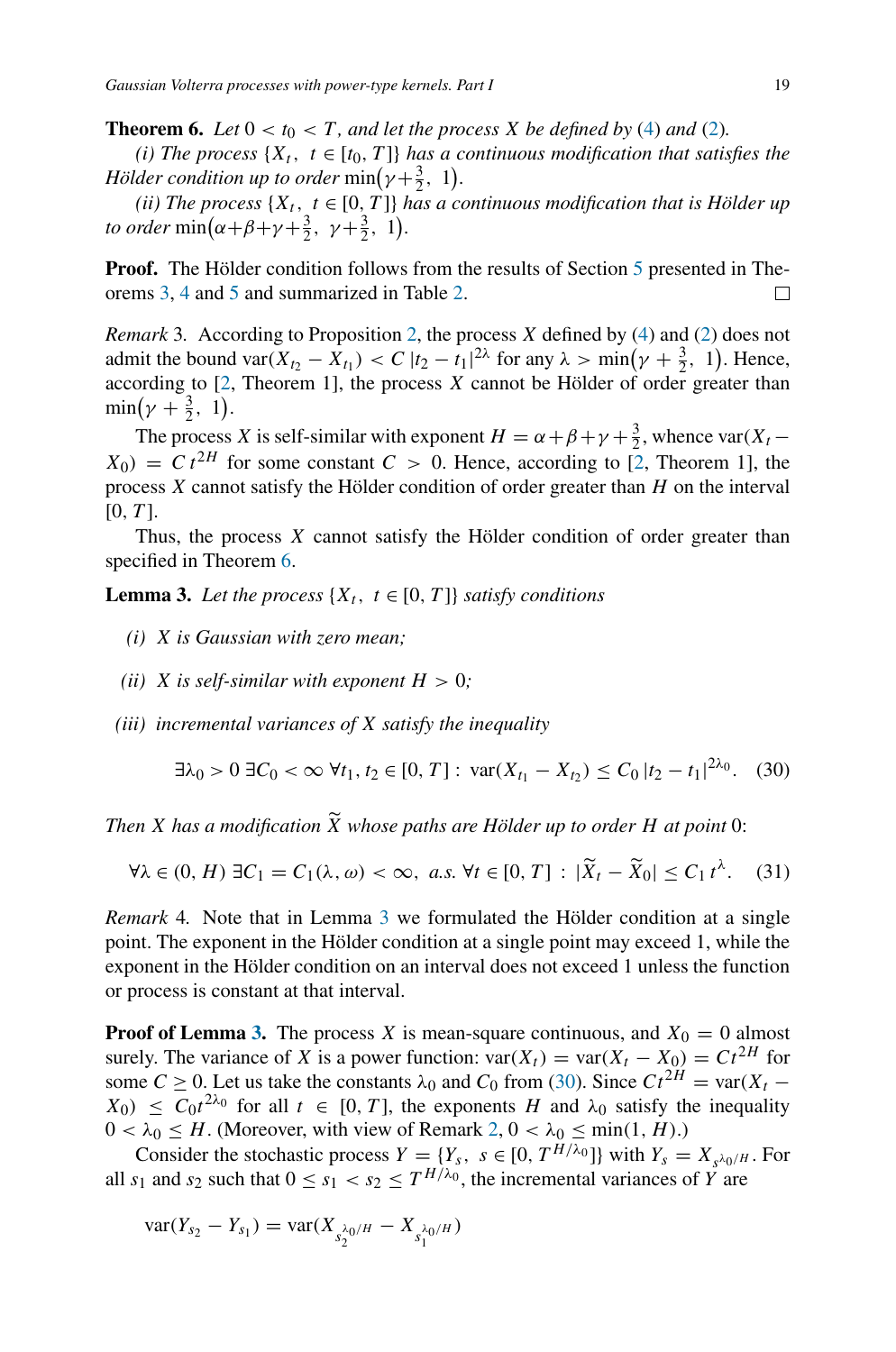**Theorem 6.** *Let $0 < t_0 < T$, and let the process $X$ be defined by (4) and (2).*

*(i) The process $\{X_t,\ t \in [t_0, T]\}$ has a continuous modification that satisfies the Hölder condition up to order $\min\left(\gamma+\frac{3}{2},\ 1\right)$.*

*(ii) The process $\{X_t,\ t \in [0, T]\}$ has a continuous modification that is Hölder up to order $\min\left(\alpha+\beta+\gamma+\frac{3}{2},\ \gamma+\frac{3}{2},\ 1\right)$.*

**Proof.** The Hölder condition follows from the results of Section 5 presented in Theorems 3, 4 and 5 and summarized in Table 2. $\square$

*Remark* 3. According to Proposition 2, the process $X$ defined by (4) and (2) does not admit the bound $\operatorname{var}(X_{t_2} - X_{t_1}) < C\,|t_2 - t_1|^{2\lambda}$ for any $\lambda > \min\left(\gamma + \frac{3}{2},\ 1\right)$. Hence, according to [2, Theorem 1], the process $X$ cannot be Hölder of order greater than $\min\left(\gamma + \frac{3}{2},\ 1\right)$.

The process $X$ is self-similar with exponent $H = \alpha+\beta+\gamma+\frac{3}{2}$, whence $\operatorname{var}(X_t - X_0) = C\,t^{2H}$ for some constant $C > 0$. Hence, according to [2, Theorem 1], the process $X$ cannot satisfy the Hölder condition of order greater than $H$ on the interval $[0, T]$.

Thus, the process $X$ cannot satisfy the Hölder condition of order greater than specified in Theorem 6.

**Lemma 3.** *Let the process $\{X_t,\ t \in [0, T]\}$ satisfy conditions*

*(i) $X$ is Gaussian with zero mean;*

*(ii) $X$ is self-similar with exponent $H > 0$;*

*(iii) incremental variances of $X$ satisfy the inequality*

$$\exists \lambda_0 > 0\ \exists C_0 < \infty\ \forall t_1, t_2 \in [0, T] :\ \operatorname{var}(X_{t_1} - X_{t_2}) \le C_0\,|t_2 - t_1|^{2\lambda_0}. \tag{30}$$

*Then $X$ has a modification $\widetilde{X}$ whose paths are Hölder up to order $H$ at point* 0:

$$\forall \lambda \in (0, H)\ \exists C_1 = C_1(\lambda, \omega) < \infty,\ \text{a.s.}\ \forall t \in [0, T]\ :\ |\widetilde{X}_t - \widetilde{X}_0| \le C_1\,t^{\lambda}. \tag{31}$$

*Remark* 4. Note that in Lemma 3 we formulated the Hölder condition at a single point. The exponent in the Hölder condition at a single point may exceed 1, while the exponent in the Hölder condition on an interval does not exceed 1 unless the function or process is constant at that interval.

**Proof of Lemma 3.** The process $X$ is mean-square continuous, and $X_0 = 0$ almost surely. The variance of $X$ is a power function: $\operatorname{var}(X_t) = \operatorname{var}(X_t - X_0) = Ct^{2H}$ for some $C \ge 0$. Let us take the constants $\lambda_0$ and $C_0$ from (30). Since $Ct^{2H} = \operatorname{var}(X_t - X_0) \le C_0 t^{2\lambda_0}$ for all $t \in [0, T]$, the exponents $H$ and $\lambda_0$ satisfy the inequality $0 < \lambda_0 \le H$. (Moreover, with view of Remark 2, $0 < \lambda_0 \le \min(1, H)$.)

Consider the stochastic process $Y = \{Y_s,\ s \in [0, T^{H/\lambda_0}]\}$ with $Y_s = X_{s^{\lambda_0/H}}$. For all $s_1$ and $s_2$ such that $0 \le s_1 < s_2 \le T^{H/\lambda_0}$, the incremental variances of $Y$ are

$$\operatorname{var}(Y_{s_2} - Y_{s_1}) = \operatorname{var}(X_{s_2^{\lambda_0/H}} - X_{s_1^{\lambda_0/H}})$$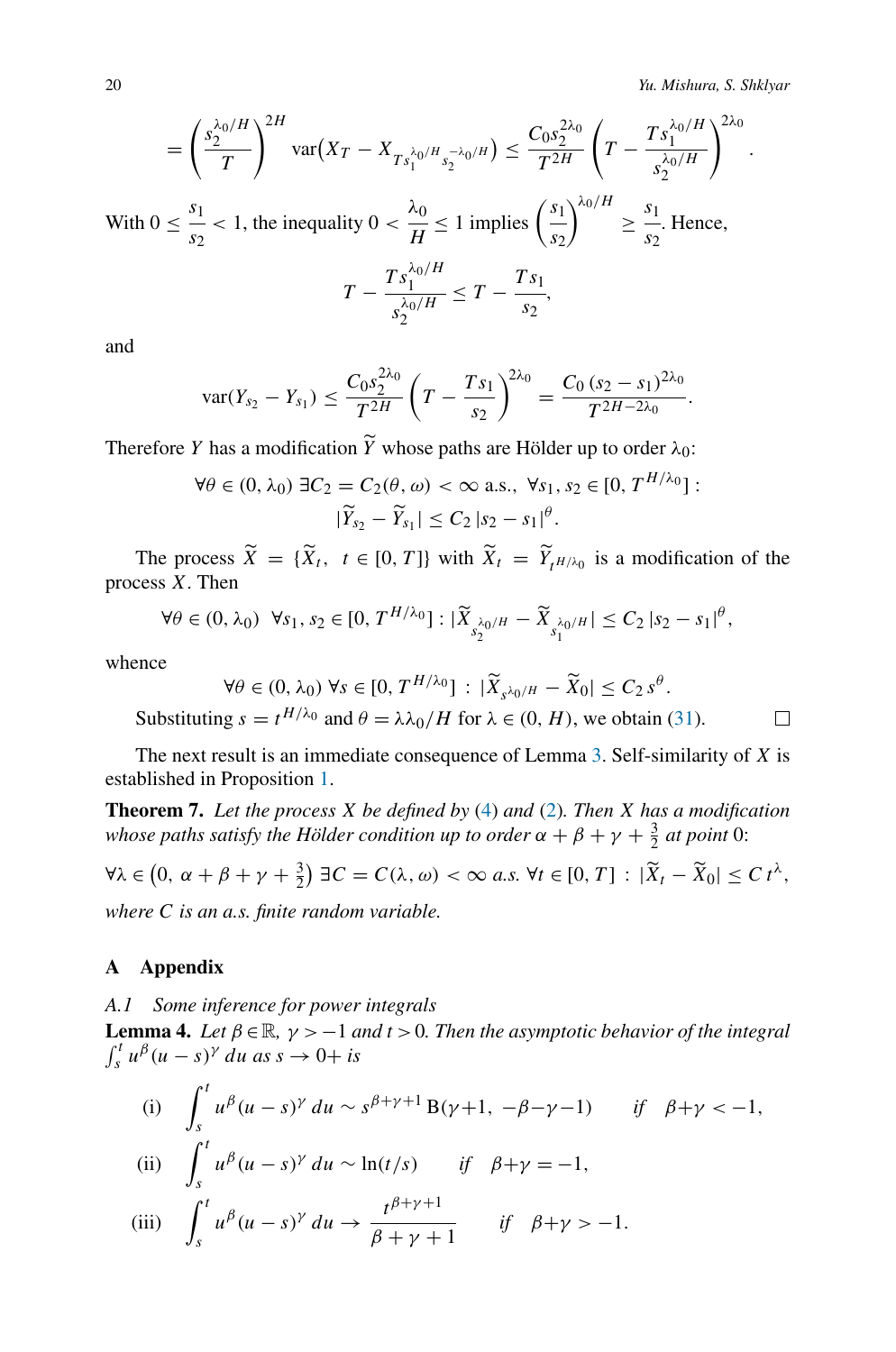$$= \left( \frac{s_2^{\lambda_0/H}}{T} \right)^{2H} \operatorname{var}\!\left( X_T - X_{T s_1^{\lambda_0/H} s_2^{-\lambda_0/H}} \right) \le \frac{C_0 s_2^{2\lambda_0}}{T^{2H}} \left( T - \frac{T s_1^{\lambda_0/H}}{s_2^{\lambda_0/H}} \right)^{2\lambda_0}.$$

With $0 \le \dfrac{s_1}{s_2} < 1$, the inequality $0 < \dfrac{\lambda_0}{H} \le 1$ implies $\left(\dfrac{s_1}{s_2}\right)^{\lambda_0/H} \ge \dfrac{s_1}{s_2}$. Hence,

$$T - \frac{T s_1^{\lambda_0/H}}{s_2^{\lambda_0/H}} \le T - \frac{T s_1}{s_2},$$

and

$$\operatorname{var}(Y_{s_2} - Y_{s_1}) \le \frac{C_0 s_2^{2\lambda_0}}{T^{2H}} \left( T - \frac{T s_1}{s_2} \right)^{2\lambda_0} = \frac{C_0 \, (s_2 - s_1)^{2\lambda_0}}{T^{2H - 2\lambda_0}}.$$

Therefore $Y$ has a modification $\widetilde{Y}$ whose paths are Hölder up to order $\lambda_0$:

$$\forall \theta \in (0, \lambda_0) \; \exists C_2 = C_2(\theta, \omega) < \infty \text{ a.s.}, \; \forall s_1, s_2 \in [0, T^{H/\lambda_0}] :$$
$$|\widetilde{Y}_{s_2} - \widetilde{Y}_{s_1}| \le C_2 \, |s_2 - s_1|^{\theta}.$$

The process $\widetilde{X} = \{\widetilde{X}_t, \; t \in [0, T]\}$ with $\widetilde{X}_t = \widetilde{Y}_{t^{H/\lambda_0}}$ is a modification of the process $X$. Then

$$\forall \theta \in (0, \lambda_0) \; \forall s_1, s_2 \in [0, T^{H/\lambda_0}] : |\widetilde{X}_{s_2^{\lambda_0/H}} - \widetilde{X}_{s_1^{\lambda_0/H}}| \le C_2 \, |s_2 - s_1|^{\theta},$$

whence

$$\forall \theta \in (0, \lambda_0) \; \forall s \in [0, T^{H/\lambda_0}] \; : \; |\widetilde{X}_{s^{\lambda_0/H}} - \widetilde{X}_0| \le C_2 \, s^{\theta}.$$

Substituting $s = t^{H/\lambda_0}$ and $\theta = \lambda \lambda_0 / H$ for $\lambda \in (0, H)$, we obtain (31). $\square$

The next result is an immediate consequence of Lemma 3. Self-similarity of $X$ is established in Proposition 1.

**Theorem 7.** *Let the process $X$ be defined by (4) and (2). Then $X$ has a modification whose paths satisfy the Hölder condition up to order $\alpha + \beta + \gamma + \frac{3}{2}$ at point 0:*

$$\forall \lambda \in \left(0, \; \alpha + \beta + \gamma + \tfrac{3}{2}\right) \; \exists C = C(\lambda, \omega) < \infty \text{ a.s. } \forall t \in [0, T] \; : \; |\widetilde{X}_t - \widetilde{X}_0| \le C \, t^{\lambda},$$

*where $C$ is an a.s. finite random variable.*

## A Appendix

### *A.1 Some inference for power integrals*

**Lemma 4.** *Let $\beta \in \mathbb{R}$, $\gamma > -1$ and $t > 0$. Then the asymptotic behavior of the integral $\int_s^t u^{\beta} (u - s)^{\gamma} \, du$ as $s \to 0+$ is*

$$\text{(i)} \quad \int_s^t u^{\beta} (u - s)^{\gamma} \, du \sim s^{\beta + \gamma + 1} \, \mathrm{B}(\gamma + 1, \; -\beta - \gamma - 1) \qquad \text{if} \quad \beta + \gamma < -1,$$

$$\text{(ii)} \quad \int_s^t u^{\beta} (u - s)^{\gamma} \, du \sim \ln(t/s) \qquad \text{if} \quad \beta + \gamma = -1,$$

$$\text{(iii)} \quad \int_s^t u^{\beta} (u - s)^{\gamma} \, du \to \frac{t^{\beta + \gamma + 1}}{\beta + \gamma + 1} \qquad \text{if} \quad \beta + \gamma > -1.$$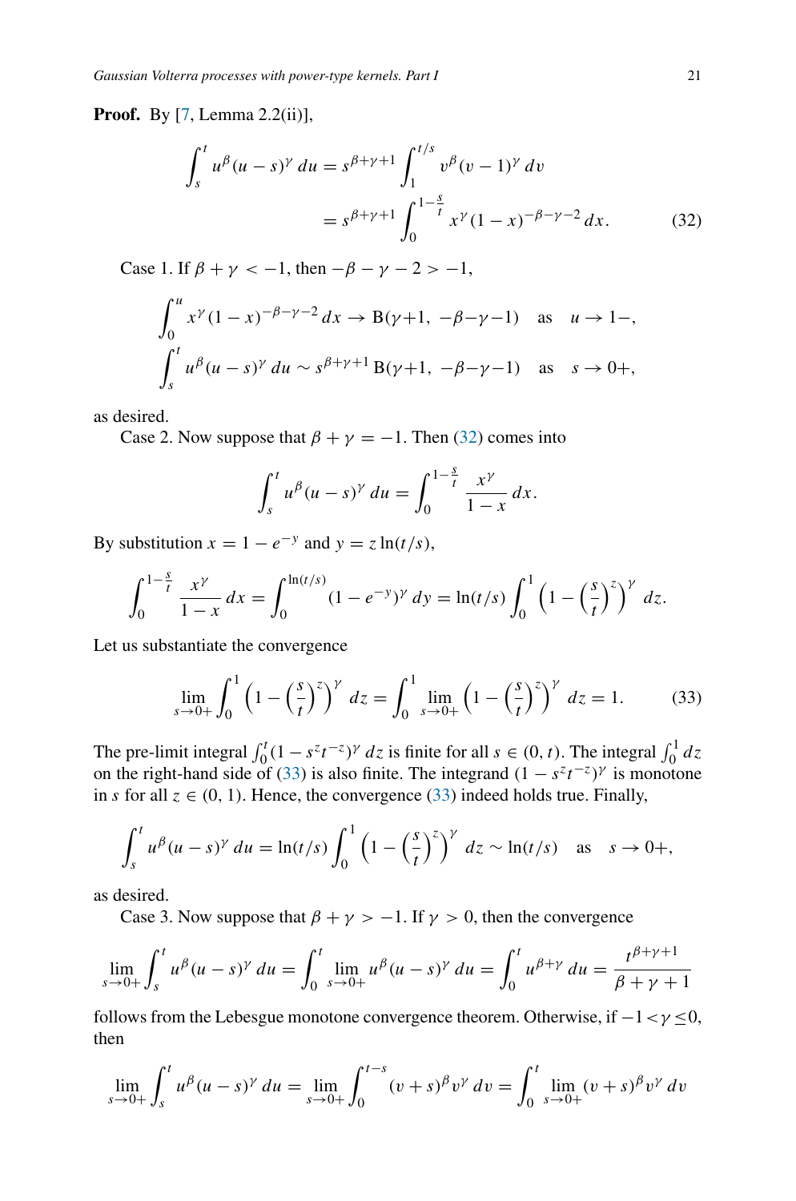**Proof.** By [7, Lemma 2.2(ii)],

$$\int_s^t u^\beta (u-s)^\gamma \, du = s^{\beta+\gamma+1} \int_1^{t/s} v^\beta (v-1)^\gamma \, dv$$
$$= s^{\beta+\gamma+1} \int_0^{1-\frac{s}{t}} x^\gamma (1-x)^{-\beta-\gamma-2} \, dx. \tag{32}$$

Case 1. If $\beta + \gamma < -1$, then $-\beta - \gamma - 2 > -1$,

$$\int_0^u x^\gamma (1-x)^{-\beta-\gamma-2} \, dx \to \mathrm{B}(\gamma{+}1,\ -\beta{-}\gamma{-}1) \quad \text{as} \quad u \to 1-,$$
$$\int_s^t u^\beta (u-s)^\gamma \, du \sim s^{\beta+\gamma+1} \, \mathrm{B}(\gamma{+}1,\ -\beta{-}\gamma{-}1) \quad \text{as} \quad s \to 0+,$$

as desired.

Case 2. Now suppose that $\beta + \gamma = -1$. Then (32) comes into

$$\int_s^t u^\beta (u-s)^\gamma \, du = \int_0^{1-\frac{s}{t}} \frac{x^\gamma}{1-x} \, dx.$$

By substitution $x = 1 - e^{-y}$ and $y = z \ln(t/s)$,

$$\int_0^{1-\frac{s}{t}} \frac{x^\gamma}{1-x} \, dx = \int_0^{\ln(t/s)} (1 - e^{-y})^\gamma \, dy = \ln(t/s) \int_0^1 \left(1 - \left(\frac{s}{t}\right)^z\right)^\gamma \, dz.$$

Let us substantiate the convergence

$$\lim_{s \to 0+} \int_0^1 \left(1 - \left(\frac{s}{t}\right)^z\right)^\gamma \, dz = \int_0^1 \lim_{s \to 0+} \left(1 - \left(\frac{s}{t}\right)^z\right)^\gamma \, dz = 1. \tag{33}$$

The pre-limit integral $\int_0^t (1 - s^z t^{-z})^\gamma \, dz$ is finite for all $s \in (0, t)$. The integral $\int_0^1 dz$ on the right-hand side of (33) is also finite. The integrand $(1 - s^z t^{-z})^\gamma$ is monotone in $s$ for all $z \in (0, 1)$. Hence, the convergence (33) indeed holds true. Finally,

$$\int_s^t u^\beta (u-s)^\gamma \, du = \ln(t/s) \int_0^1 \left(1 - \left(\frac{s}{t}\right)^z\right)^\gamma \, dz \sim \ln(t/s) \quad \text{as} \quad s \to 0+,$$

as desired.

Case 3. Now suppose that $\beta + \gamma > -1$. If $\gamma > 0$, then the convergence

$$\lim_{s \to 0+} \int_s^t u^\beta (u-s)^\gamma \, du = \int_0^t \lim_{s \to 0+} u^\beta (u-s)^\gamma \, du = \int_0^t u^{\beta+\gamma} \, du = \frac{t^{\beta+\gamma+1}}{\beta+\gamma+1}$$

follows from the Lebesgue monotone convergence theorem. Otherwise, if $-1 < \gamma \le 0$, then

$$\lim_{s \to 0+} \int_s^t u^\beta (u-s)^\gamma \, du = \lim_{s \to 0+} \int_0^{t-s} (v+s)^\beta v^\gamma \, dv = \int_0^t \lim_{s \to 0+} (v+s)^\beta v^\gamma \, dv$$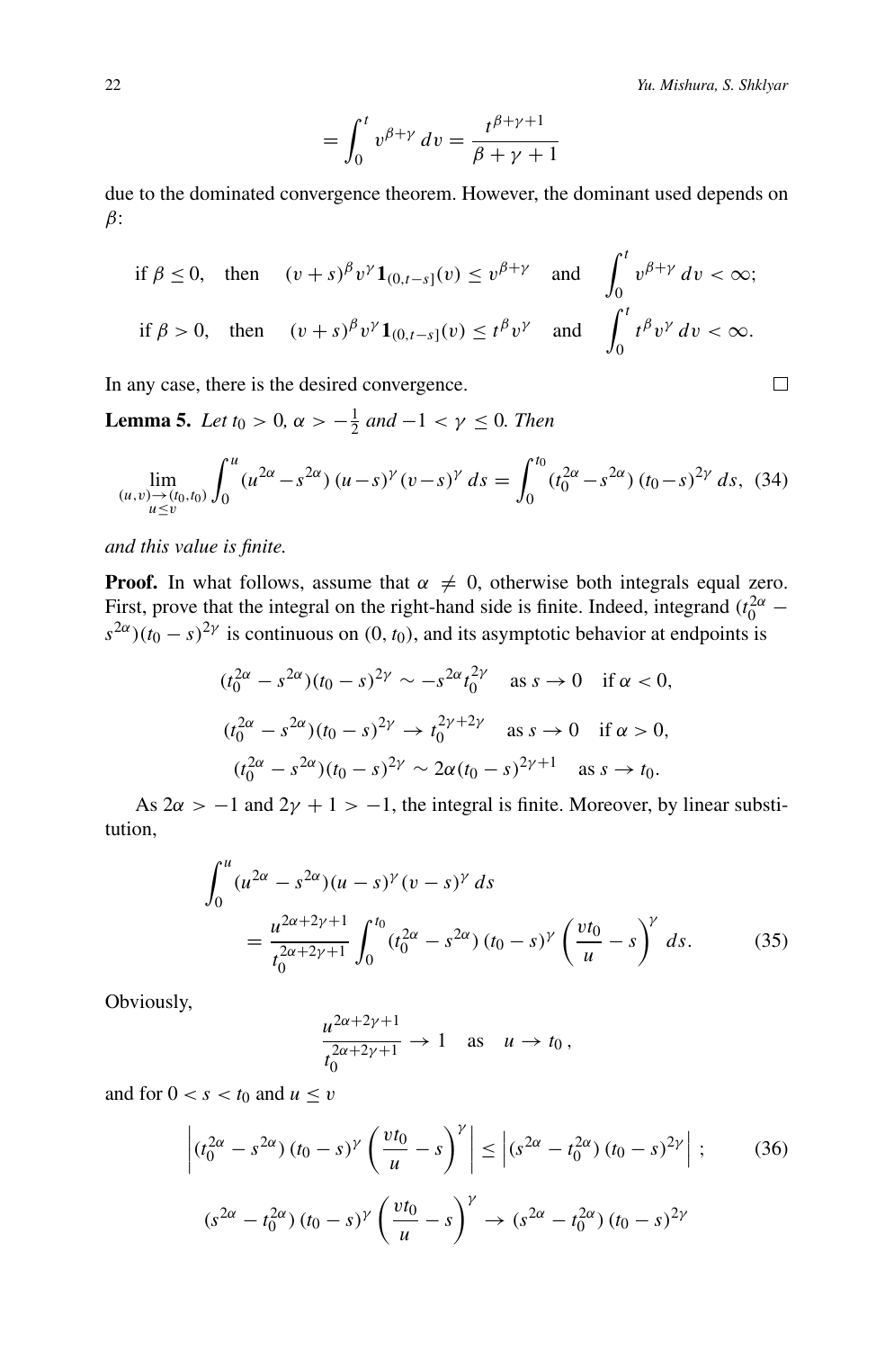$$= \int_0^t v^{\beta+\gamma}\, dv = \frac{t^{\beta+\gamma+1}}{\beta+\gamma+1}$$

due to the dominated convergence theorem. However, the dominant used depends on $\beta$:

$$\text{if } \beta \le 0, \quad \text{then} \quad (v+s)^\beta v^\gamma \mathbf{1}_{(0,t-s]}(v) \le v^{\beta+\gamma} \quad \text{and} \quad \int_0^t v^{\beta+\gamma}\, dv < \infty;$$

$$\text{if } \beta > 0, \quad \text{then} \quad (v+s)^\beta v^\gamma \mathbf{1}_{(0,t-s]}(v) \le t^\beta v^\gamma \quad \text{and} \quad \int_0^t t^\beta v^\gamma\, dv < \infty.$$

In any case, there is the desired convergence. □

**Lemma 5.** *Let $t_0 > 0$, $\alpha > -\frac{1}{2}$ and $-1 < \gamma \le 0$. Then*

$$\lim_{\substack{(u,v)\to(t_0,t_0)\\ u\le v}} \int_0^u (u^{2\alpha} - s^{2\alpha})\,(u-s)^\gamma (v-s)^\gamma\, ds = \int_0^{t_0} (t_0^{2\alpha} - s^{2\alpha})\,(t_0-s)^{2\gamma}\, ds, \tag{34}$$

*and this value is finite.*

**Proof.** In what follows, assume that $\alpha \ne 0$, otherwise both integrals equal zero. First, prove that the integral on the right-hand side is finite. Indeed, integrand $(t_0^{2\alpha} - s^{2\alpha})(t_0-s)^{2\gamma}$ is continuous on $(0, t_0)$, and its asymptotic behavior at endpoints is

$$(t_0^{2\alpha} - s^{2\alpha})(t_0-s)^{2\gamma} \sim -s^{2\alpha} t_0^{2\gamma} \quad \text{as } s \to 0 \quad \text{if } \alpha < 0,$$

$$(t_0^{2\alpha} - s^{2\alpha})(t_0-s)^{2\gamma} \to t_0^{2\gamma+2\gamma} \quad \text{as } s \to 0 \quad \text{if } \alpha > 0,$$

$$(t_0^{2\alpha} - s^{2\alpha})(t_0-s)^{2\gamma} \sim 2\alpha(t_0-s)^{2\gamma+1} \quad \text{as } s \to t_0.$$

As $2\alpha > -1$ and $2\gamma + 1 > -1$, the integral is finite. Moreover, by linear substitution,

$$\int_0^u (u^{2\alpha} - s^{2\alpha})(u-s)^\gamma (v-s)^\gamma\, ds = \frac{u^{2\alpha+2\gamma+1}}{t_0^{2\alpha+2\gamma+1}} \int_0^{t_0} (t_0^{2\alpha} - s^{2\alpha})\,(t_0-s)^\gamma \left(\frac{v t_0}{u} - s\right)^\gamma ds. \tag{35}$$

Obviously,

$$\frac{u^{2\alpha+2\gamma+1}}{t_0^{2\alpha+2\gamma+1}} \to 1 \quad \text{as} \quad u \to t_0\,,$$

and for $0 < s < t_0$ and $u \le v$

$$\left|(t_0^{2\alpha} - s^{2\alpha})\,(t_0-s)^\gamma \left(\frac{v t_0}{u} - s\right)^\gamma\right| \le \left|(s^{2\alpha} - t_0^{2\alpha})\,(t_0-s)^{2\gamma}\right|\,; \tag{36}$$

$$(s^{2\alpha} - t_0^{2\alpha})\,(t_0-s)^\gamma \left(\frac{v t_0}{u} - s\right)^\gamma \to (s^{2\alpha} - t_0^{2\alpha})\,(t_0-s)^{2\gamma}$$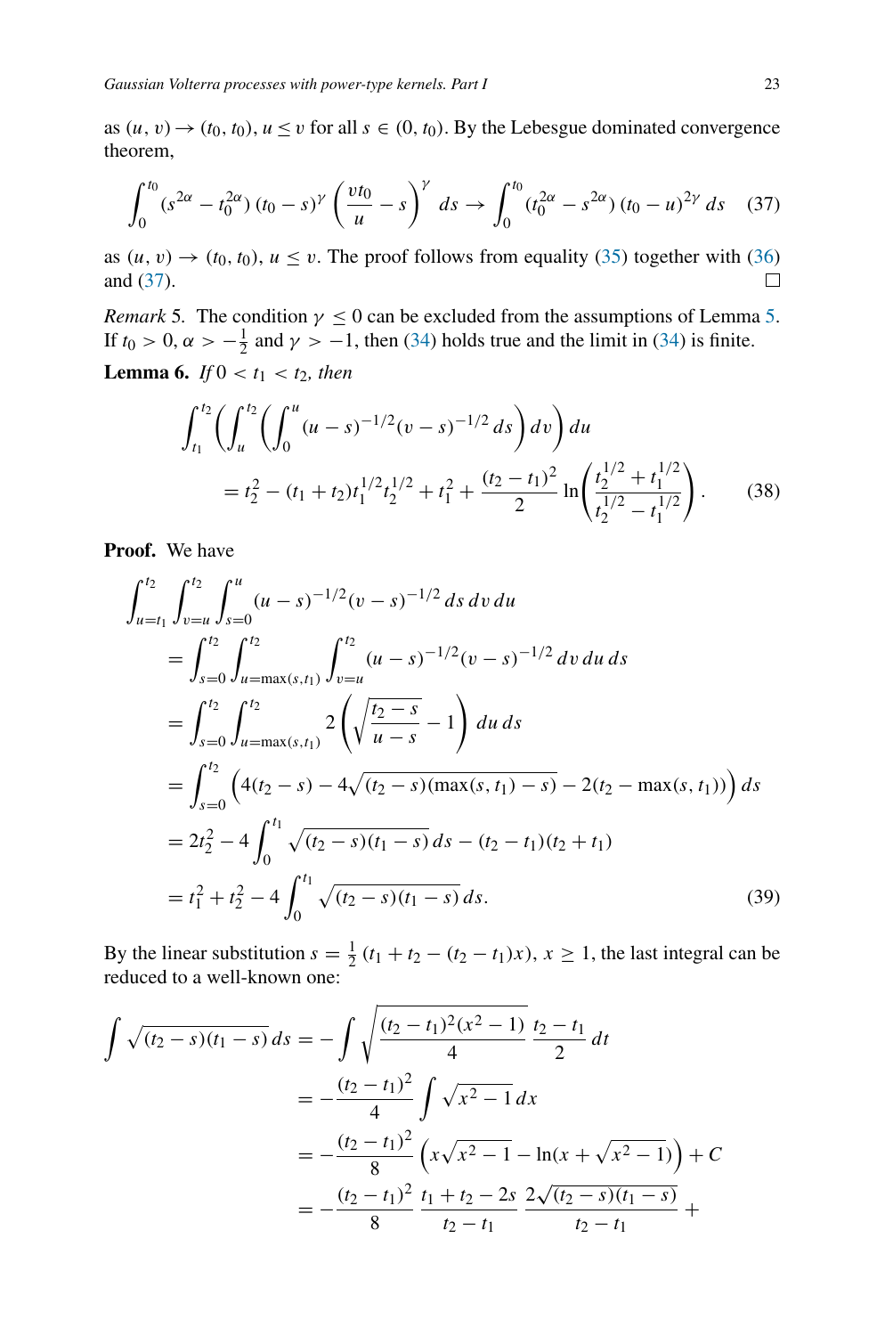as $(u, v) \to (t_0, t_0)$, $u \le v$ for all $s \in (0, t_0)$. By the Lebesgue dominated convergence theorem,

$$\int_0^{t_0} (s^{2\alpha} - t_0^{2\alpha})\,(t_0 - s)^\gamma \left(\frac{v t_0}{u} - s\right)^\gamma ds \to \int_0^{t_0} (t_0^{2\alpha} - s^{2\alpha})\,(t_0 - u)^{2\gamma}\, ds \tag{37}$$

as $(u, v) \to (t_0, t_0)$, $u \le v$. The proof follows from equality (35) together with (36) and (37). ◻

*Remark 5.* The condition $\gamma \le 0$ can be excluded from the assumptions of Lemma 5. If $t_0 > 0$, $\alpha > -\frac{1}{2}$ and $\gamma > -1$, then (34) holds true and the limit in (34) is finite.

**Lemma 6.** *If $0 < t_1 < t_2$, then*

$$\int_{t_1}^{t_2} \left( \int_u^{t_2} \left( \int_0^u (u-s)^{-1/2} (v-s)^{-1/2}\, ds \right) dv \right) du$$
$$= t_2^2 - (t_1 + t_2) t_1^{1/2} t_2^{1/2} + t_1^2 + \frac{(t_2 - t_1)^2}{2} \ln\left( \frac{t_2^{1/2} + t_1^{1/2}}{t_2^{1/2} - t_1^{1/2}} \right). \tag{38}$$

**Proof.** We have

$$\begin{aligned}
\int_{u=t_1}^{t_2} &\int_{v=u}^{t_2} \int_{s=0}^{u} (u-s)^{-1/2} (v-s)^{-1/2}\, ds\, dv\, du \\
&= \int_{s=0}^{t_2} \int_{u=\max(s, t_1)}^{t_2} \int_{v=u}^{t_2} (u-s)^{-1/2} (v-s)^{-1/2}\, dv\, du\, ds \\
&= \int_{s=0}^{t_2} \int_{u=\max(s, t_1)}^{t_2} 2\left( \sqrt{\frac{t_2 - s}{u - s}} - 1 \right) du\, ds \\
&= \int_{s=0}^{t_2} \Big( 4(t_2 - s) - 4\sqrt{(t_2 - s)(\max(s, t_1) - s)} - 2(t_2 - \max(s, t_1)) \Big)\, ds \\
&= 2t_2^2 - 4 \int_0^{t_1} \sqrt{(t_2 - s)(t_1 - s)}\, ds - (t_2 - t_1)(t_2 + t_1) \\
&= t_1^2 + t_2^2 - 4 \int_0^{t_1} \sqrt{(t_2 - s)(t_1 - s)}\, ds.
\end{aligned} \tag{39}$$

By the linear substitution $s = \frac{1}{2}\,(t_1 + t_2 - (t_2 - t_1)x)$, $x \ge 1$, the last integral can be reduced to a well-known one:

$$\begin{aligned}
\int \sqrt{(t_2 - s)(t_1 - s)}\, ds &= -\int \sqrt{\frac{(t_2 - t_1)^2 (x^2 - 1)}{4}}\, \frac{t_2 - t_1}{2}\, dt \\
&= -\frac{(t_2 - t_1)^2}{4} \int \sqrt{x^2 - 1}\, dx \\
&= -\frac{(t_2 - t_1)^2}{8} \left( x\sqrt{x^2 - 1} - \ln(x + \sqrt{x^2 - 1}) \right) + C \\
&= -\frac{(t_2 - t_1)^2}{8}\, \frac{t_1 + t_2 - 2s}{t_2 - t_1}\, \frac{2\sqrt{(t_2 - s)(t_1 - s)}}{t_2 - t_1} +
\end{aligned}$$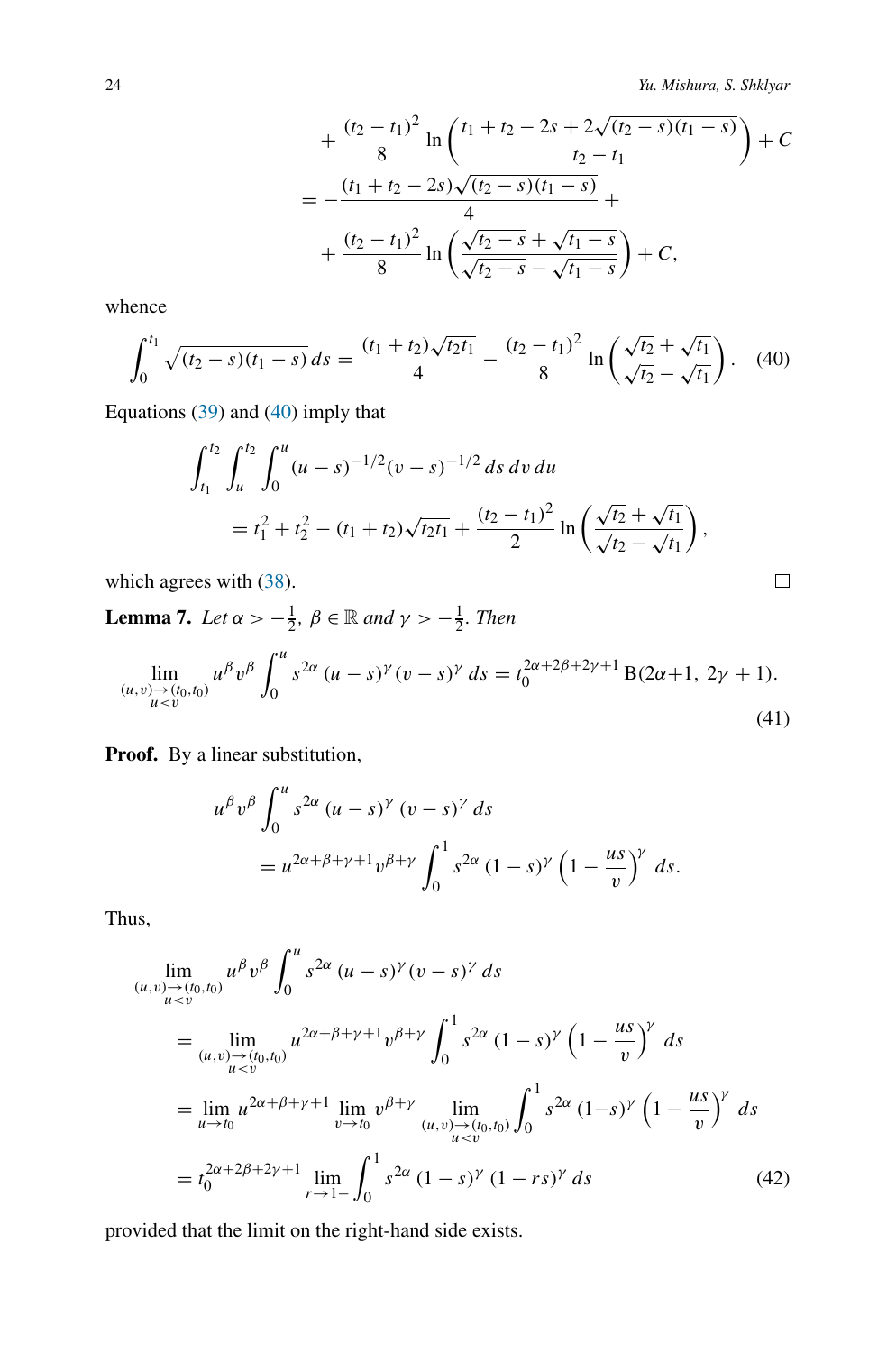$$
\begin{aligned}
&+\frac{(t_2-t_1)^2}{8}\ln\left(\frac{t_1+t_2-2s+2\sqrt{(t_2-s)(t_1-s)}}{t_2-t_1}\right)+C\\
&=-\frac{(t_1+t_2-2s)\sqrt{(t_2-s)(t_1-s)}}{4}+\\
&+\frac{(t_2-t_1)^2}{8}\ln\left(\frac{\sqrt{t_2-s}+\sqrt{t_1-s}}{\sqrt{t_2-s}-\sqrt{t_1-s}}\right)+C,
\end{aligned}
$$

whence

$$
\int_0^{t_1}\sqrt{(t_2-s)(t_1-s)}\,ds=\frac{(t_1+t_2)\sqrt{t_2t_1}}{4}-\frac{(t_2-t_1)^2}{8}\ln\left(\frac{\sqrt{t_2}+\sqrt{t_1}}{\sqrt{t_2}-\sqrt{t_1}}\right). \quad (40)
$$

Equations (39) and (40) imply that

$$
\begin{aligned}
&\int_{t_1}^{t_2}\int_u^{t_2}\int_0^u (u-s)^{-1/2}(v-s)^{-1/2}\,ds\,dv\,du\\
&\quad=t_1^2+t_2^2-(t_1+t_2)\sqrt{t_2t_1}+\frac{(t_2-t_1)^2}{2}\ln\left(\frac{\sqrt{t_2}+\sqrt{t_1}}{\sqrt{t_2}-\sqrt{t_1}}\right),
\end{aligned}
$$

which agrees with (38). □

**Lemma 7.** *Let $\alpha>-\frac{1}{2}$, $\beta\in\mathbb{R}$ and $\gamma>-\frac{1}{2}$. Then*

$$
\lim_{\substack{(u,v)\to(t_0,t_0)\\ u<v}} u^\beta v^\beta\int_0^u s^{2\alpha}\,(u-s)^\gamma(v-s)^\gamma\,ds=t_0^{2\alpha+2\beta+2\gamma+1}\,\mathrm{B}(2\alpha+1,\ 2\gamma+1). \quad (41)
$$

**Proof.** By a linear substitution,

$$
\begin{aligned}
&u^\beta v^\beta\int_0^u s^{2\alpha}\,(u-s)^\gamma\,(v-s)^\gamma\,ds\\
&\quad=u^{2\alpha+\beta+\gamma+1}v^{\beta+\gamma}\int_0^1 s^{2\alpha}\,(1-s)^\gamma\left(1-\frac{us}{v}\right)^\gamma\,ds.
\end{aligned}
$$

Thus,

$$
\begin{aligned}
&\lim_{\substack{(u,v)\to(t_0,t_0)\\ u<v}} u^\beta v^\beta\int_0^u s^{2\alpha}\,(u-s)^\gamma(v-s)^\gamma\,ds\\
&=\lim_{\substack{(u,v)\to(t_0,t_0)\\ u<v}} u^{2\alpha+\beta+\gamma+1}v^{\beta+\gamma}\int_0^1 s^{2\alpha}\,(1-s)^\gamma\left(1-\frac{us}{v}\right)^\gamma\,ds\\
&=\lim_{u\to t_0}u^{2\alpha+\beta+\gamma+1}\lim_{v\to t_0}v^{\beta+\gamma}\lim_{\substack{(u,v)\to(t_0,t_0)\\ u<v}}\int_0^1 s^{2\alpha}\,(1-s)^\gamma\left(1-\frac{us}{v}\right)^\gamma\,ds\\
&=t_0^{2\alpha+2\beta+2\gamma+1}\lim_{r\to 1-}\int_0^1 s^{2\alpha}\,(1-s)^\gamma\,(1-rs)^\gamma\,ds \quad (42)
\end{aligned}
$$

provided that the limit on the right-hand side exists.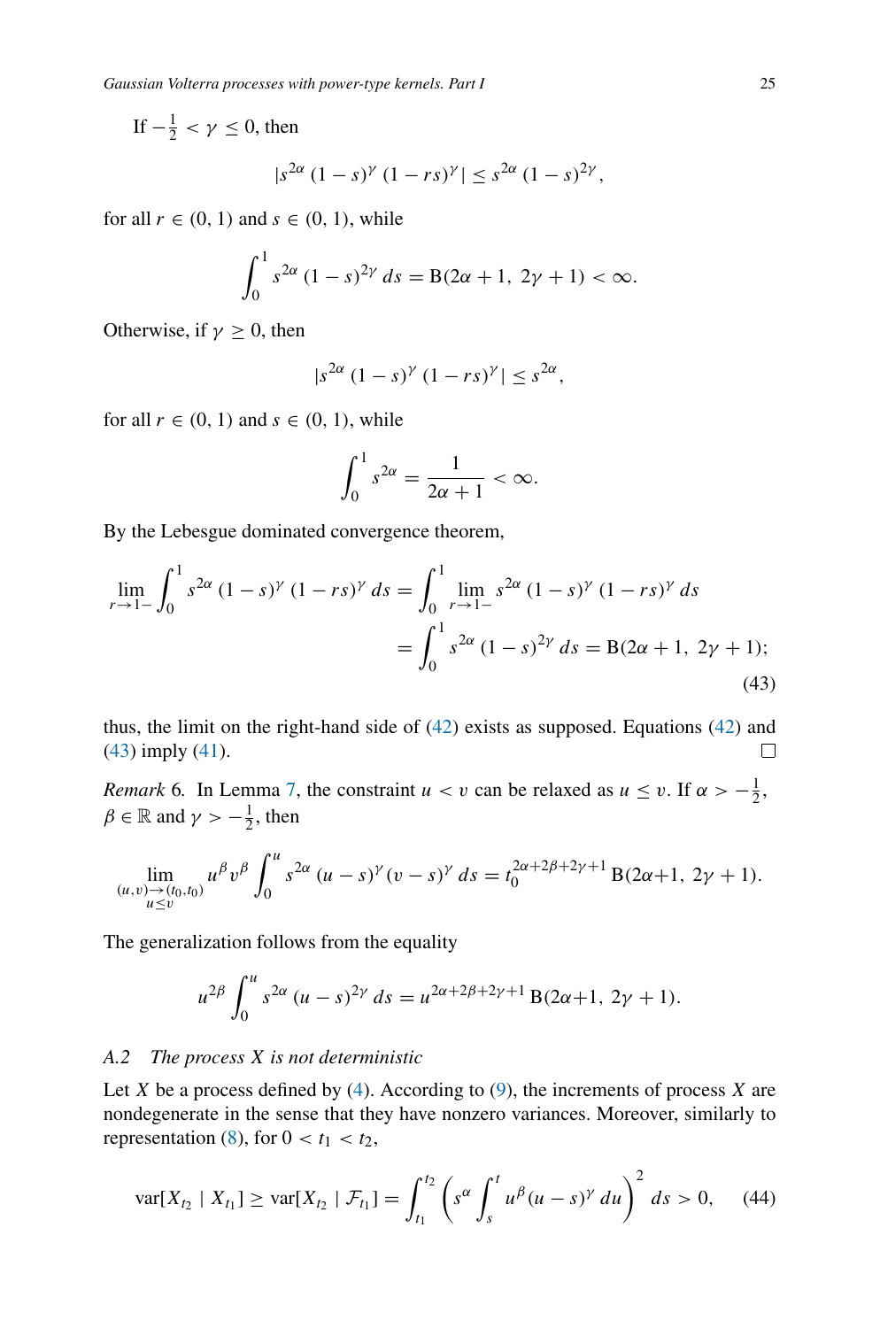If $-\frac{1}{2} < \gamma \le 0$, then

$$|s^{2\alpha}\,(1-s)^{\gamma}\,(1-rs)^{\gamma}| \le s^{2\alpha}\,(1-s)^{2\gamma},$$

for all $r \in (0,1)$ and $s \in (0,1)$, while

$$\int_0^1 s^{2\alpha}\,(1-s)^{2\gamma}\,ds = \mathrm{B}(2\alpha+1,\ 2\gamma+1) < \infty.$$

Otherwise, if $\gamma \ge 0$, then

$$|s^{2\alpha}\,(1-s)^{\gamma}\,(1-rs)^{\gamma}| \le s^{2\alpha},$$

for all $r \in (0,1)$ and $s \in (0,1)$, while

$$\int_0^1 s^{2\alpha} = \frac{1}{2\alpha+1} < \infty.$$

By the Lebesgue dominated convergence theorem,

$$\begin{aligned}
\lim_{r\to 1-} \int_0^1 s^{2\alpha}\,(1-s)^{\gamma}\,(1-rs)^{\gamma}\,ds &= \int_0^1 \lim_{r\to 1-} s^{2\alpha}\,(1-s)^{\gamma}\,(1-rs)^{\gamma}\,ds \\
&= \int_0^1 s^{2\alpha}\,(1-s)^{2\gamma}\,ds = \mathrm{B}(2\alpha+1,\ 2\gamma+1);
\end{aligned} \tag{43}$$

thus, the limit on the right-hand side of (42) exists as supposed. Equations (42) and (43) imply (41). □

*Remark* 6. In Lemma 7, the constraint $u < v$ can be relaxed as $u \le v$. If $\alpha > -\frac{1}{2}$, $\beta \in \mathbb{R}$ and $\gamma > -\frac{1}{2}$, then

$$\lim_{\substack{(u,v)\to(t_0,t_0)\\ u\le v}} u^{\beta} v^{\beta} \int_0^u s^{2\alpha}\,(u-s)^{\gamma}(v-s)^{\gamma}\,ds = t_0^{2\alpha+2\beta+2\gamma+1}\,\mathrm{B}(2\alpha+1,\ 2\gamma+1).$$

The generalization follows from the equality

$$u^{2\beta} \int_0^u s^{2\alpha}\,(u-s)^{2\gamma}\,ds = u^{2\alpha+2\beta+2\gamma+1}\,\mathrm{B}(2\alpha+1,\ 2\gamma+1).$$

### A.2 *The process X is not deterministic*

Let $X$ be a process defined by (4). According to (9), the increments of process $X$ are nondegenerate in the sense that they have nonzero variances. Moreover, similarly to representation (8), for $0 < t_1 < t_2$,

$$\operatorname{var}[X_{t_2} \mid X_{t_1}] \ge \operatorname{var}[X_{t_2} \mid \mathcal{F}_{t_1}] = \int_{t_1}^{t_2} \left( s^{\alpha} \int_s^t u^{\beta} (u-s)^{\gamma}\,du \right)^2 ds > 0, \tag{44}$$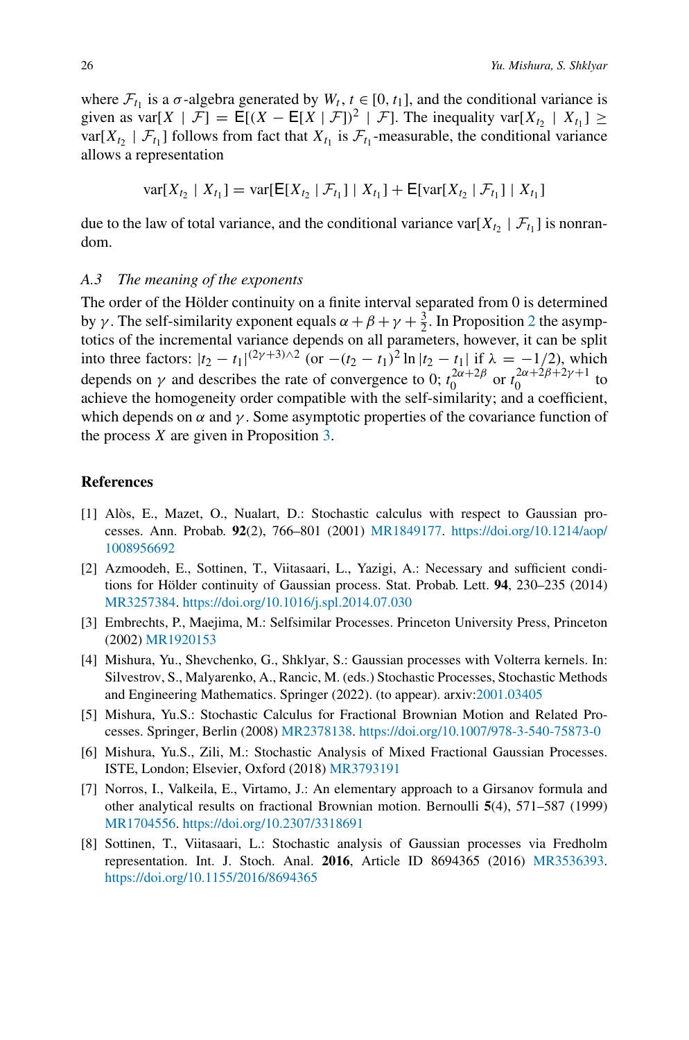where $\mathcal{F}_{t_1}$ is a $\sigma$-algebra generated by $W_t$, $t \in [0, t_1]$, and the conditional variance is given as $\operatorname{var}[X \mid \mathcal{F}] = \mathsf{E}[(X - \mathsf{E}[X \mid \mathcal{F}])^2 \mid \mathcal{F}]$. The inequality $\operatorname{var}[X_{t_2} \mid X_{t_1}] \geq \operatorname{var}[X_{t_2} \mid \mathcal{F}_{t_1}]$ follows from fact that $X_{t_1}$ is $\mathcal{F}_{t_1}$-measurable, the conditional variance allows a representation

$$\operatorname{var}[X_{t_2} \mid X_{t_1}] = \operatorname{var}[\mathsf{E}[X_{t_2} \mid \mathcal{F}_{t_1}] \mid X_{t_1}] + \mathsf{E}[\operatorname{var}[X_{t_2} \mid \mathcal{F}_{t_1}] \mid X_{t_1}]$$

due to the law of total variance, and the conditional variance $\operatorname{var}[X_{t_2} \mid \mathcal{F}_{t_1}]$ is nonrandom.

### A.3 The meaning of the exponents

The order of the Hölder continuity on a finite interval separated from 0 is determined by $\gamma$. The self-similarity exponent equals $\alpha + \beta + \gamma + \frac{3}{2}$. In Proposition 2 the asymptotics of the incremental variance depends on all parameters, however, it can be split into three factors: $|t_2 - t_1|^{(2\gamma+3)\wedge 2}$ (or $-(t_2 - t_1)^2 \ln |t_2 - t_1|$ if $\lambda = -1/2$), which depends on $\gamma$ and describes the rate of convergence to 0; $t_0^{2\alpha+2\beta}$ or $t_0^{2\alpha+2\beta+2\gamma+1}$ to achieve the homogeneity order compatible with the self-similarity; and a coefficient, which depends on $\alpha$ and $\gamma$. Some asymptotic properties of the covariance function of the process $X$ are given in Proposition 3.

## References

[1] Alòs, E., Mazet, O., Nualart, D.: Stochastic calculus with respect to Gaussian processes. Ann. Probab. **92**(2), 766–801 (2001) MR1849177. https://doi.org/10.1214/aop/1008956692

[2] Azmoodeh, E., Sottinen, T., Viitasaari, L., Yazigi, A.: Necessary and sufficient conditions for Hölder continuity of Gaussian process. Stat. Probab. Lett. **94**, 230–235 (2014) MR3257384. https://doi.org/10.1016/j.spl.2014.07.030

[3] Embrechts, P., Maejima, M.: Selfsimilar Processes. Princeton University Press, Princeton (2002) MR1920153

[4] Mishura, Yu., Shevchenko, G., Shklyar, S.: Gaussian processes with Volterra kernels. In: Silvestrov, S., Malyarenko, A., Rancic, M. (eds.) Stochastic Processes, Stochastic Methods and Engineering Mathematics. Springer (2022). (to appear). arxiv:2001.03405

[5] Mishura, Yu.S.: Stochastic Calculus for Fractional Brownian Motion and Related Processes. Springer, Berlin (2008) MR2378138. https://doi.org/10.1007/978-3-540-75873-0

[6] Mishura, Yu.S., Zili, M.: Stochastic Analysis of Mixed Fractional Gaussian Processes. ISTE, London; Elsevier, Oxford (2018) MR3793191

[7] Norros, I., Valkeila, E., Virtamo, J.: An elementary approach to a Girsanov formula and other analytical results on fractional Brownian motion. Bernoulli **5**(4), 571–587 (1999) MR1704556. https://doi.org/10.2307/3318691

[8] Sottinen, T., Viitasaari, L.: Stochastic analysis of Gaussian processes via Fredholm representation. Int. J. Stoch. Anal. **2016**, Article ID 8694365 (2016) MR3536393. https://doi.org/10.1155/2016/8694365